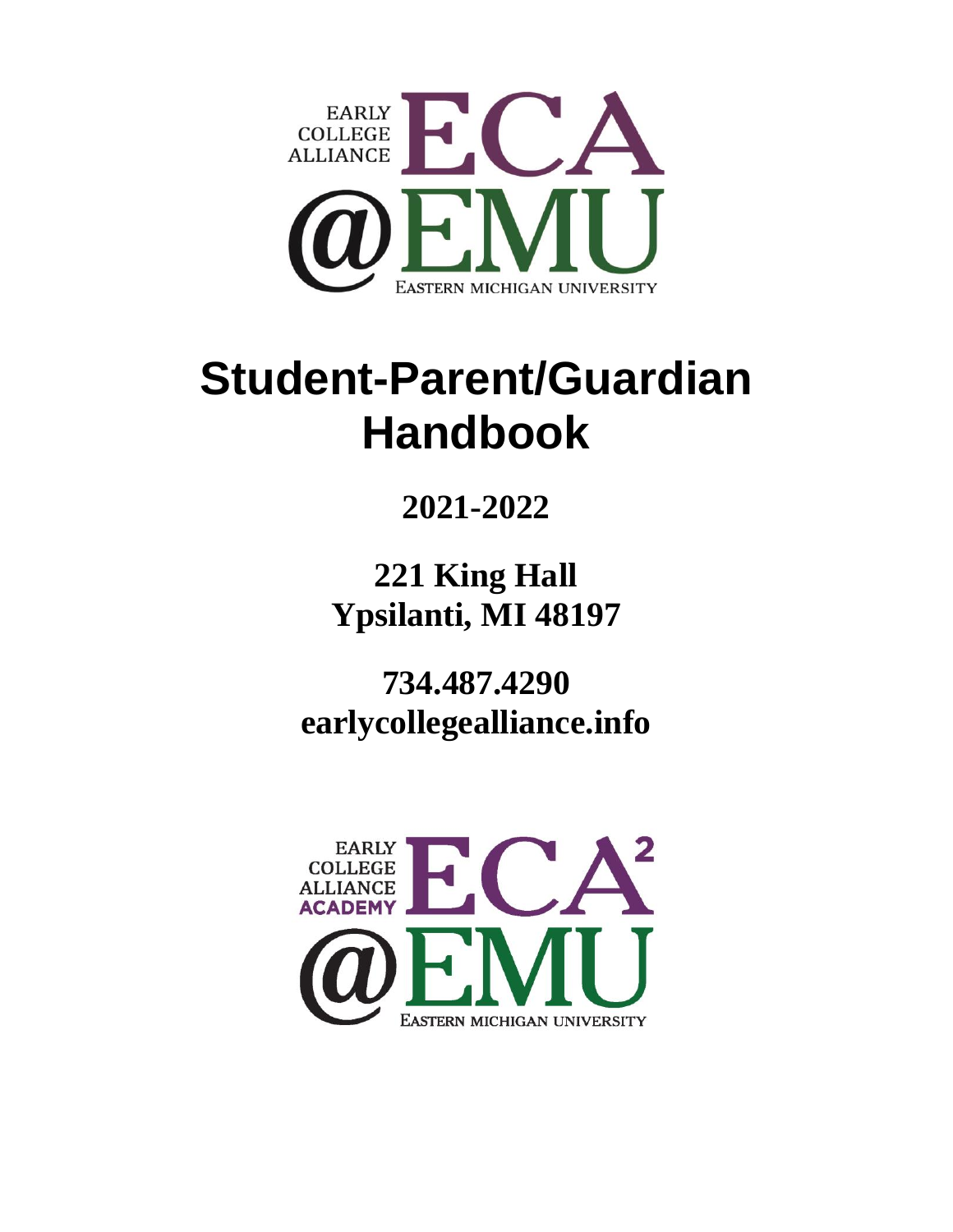EARLY COLLEGE ALLIANCE ECA @EMU EASTERN MICHIGAN UNIVERSITY

# Student-Parent/Guardian Handbook

**2021-2022**

**221 King Hall**
**Ypsilanti, MI 48197**

**734.487.4290**
**earlycollegealliance.info**

EARLY COLLEGE ALLIANCE ACADEMY ECA² @EMU EASTERN MICHIGAN UNIVERSITY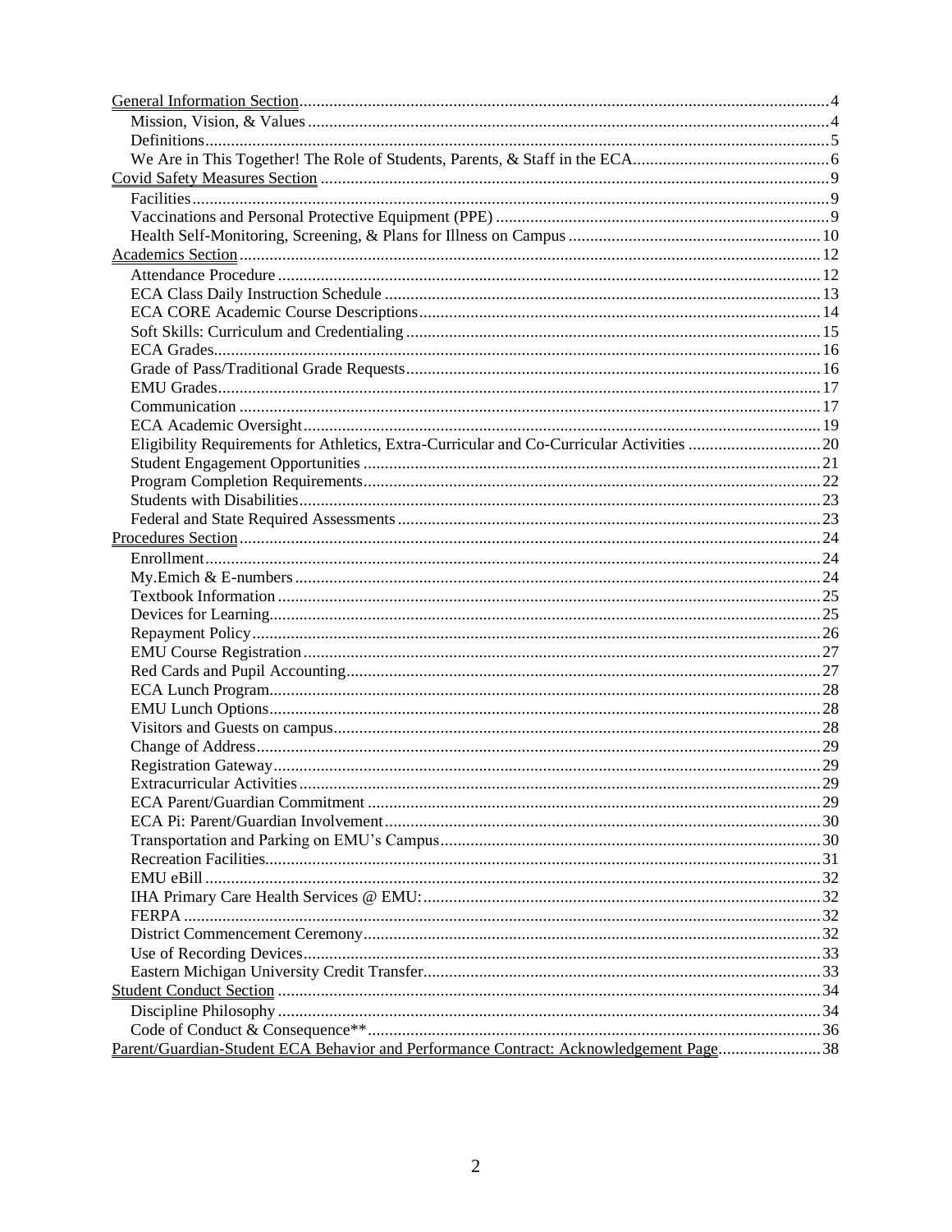[General Information Section](#) .......... 4
- Mission, Vision, & Values .......... 4
- Definitions .......... 5
- We Are in This Together! The Role of Students, Parents, & Staff in the ECA .......... 6

[Covid Safety Measures Section](#) .......... 9
- Facilities .......... 9
- Vaccinations and Personal Protective Equipment (PPE) .......... 9
- Health Self-Monitoring, Screening, & Plans for Illness on Campus .......... 10

[Academics Section](#) .......... 12
- Attendance Procedure .......... 12
- ECA Class Daily Instruction Schedule .......... 13
- ECA CORE Academic Course Descriptions .......... 14
- Soft Skills: Curriculum and Credentialing .......... 15
- ECA Grades .......... 16
- Grade of Pass/Traditional Grade Requests .......... 16
- EMU Grades .......... 17
- Communication .......... 17
- ECA Academic Oversight .......... 19
- Eligibility Requirements for Athletics, Extra-Curricular and Co-Curricular Activities .......... 20
- Student Engagement Opportunities .......... 21
- Program Completion Requirements .......... 22
- Students with Disabilities .......... 23
- Federal and State Required Assessments .......... 23

[Procedures Section](#) .......... 24
- Enrollment .......... 24
- My.Emich & E-numbers .......... 24
- Textbook Information .......... 25
- Devices for Learning .......... 25
- Repayment Policy .......... 26
- EMU Course Registration .......... 27
- Red Cards and Pupil Accounting .......... 27
- ECA Lunch Program .......... 28
- EMU Lunch Options .......... 28
- Visitors and Guests on campus .......... 28
- Change of Address .......... 29
- Registration Gateway .......... 29
- Extracurricular Activities .......... 29
- ECA Parent/Guardian Commitment .......... 29
- ECA Pi: Parent/Guardian Involvement .......... 30
- Transportation and Parking on EMU's Campus .......... 30
- Recreation Facilities .......... 31
- EMU eBill .......... 32
- IHA Primary Care Health Services @ EMU: .......... 32
- FERPA .......... 32
- District Commencement Ceremony .......... 32
- Use of Recording Devices .......... 33
- Eastern Michigan University Credit Transfer .......... 33

[Student Conduct Section](#) .......... 34
- Discipline Philosophy .......... 34
- Code of Conduct & Consequence** .......... 36

[Parent/Guardian-Student ECA Behavior and Performance Contract: Acknowledgement Page](#) .......... 38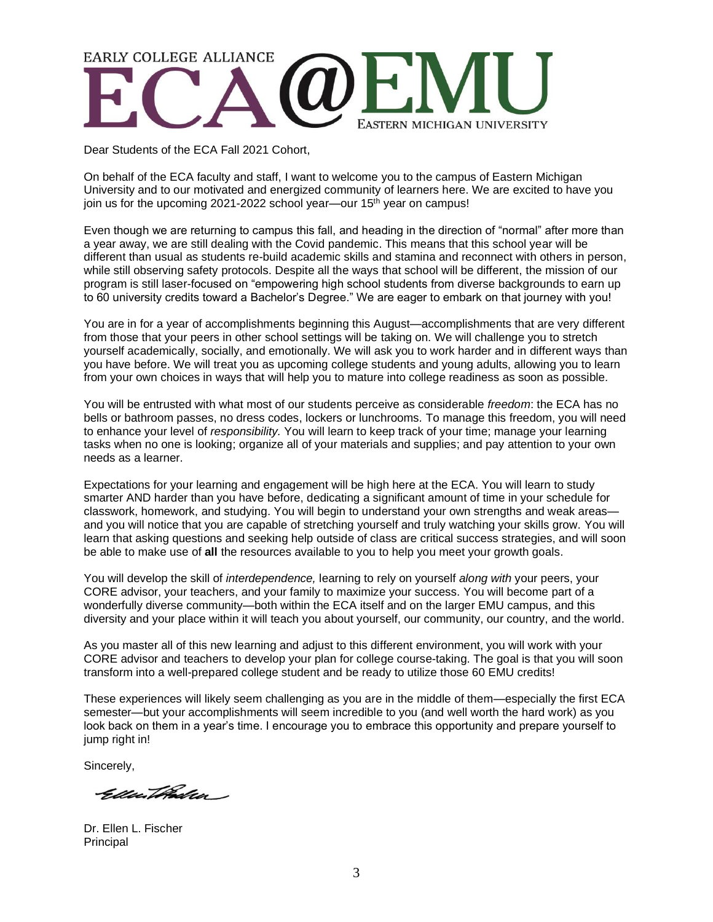EARLY COLLEGE ALLIANCE
ECA@EMU
EASTERN MICHIGAN UNIVERSITY

Dear Students of the ECA Fall 2021 Cohort,

On behalf of the ECA faculty and staff, I want to welcome you to the campus of Eastern Michigan University and to our motivated and energized community of learners here. We are excited to have you join us for the upcoming 2021-2022 school year—our 15th year on campus!

Even though we are returning to campus this fall, and heading in the direction of "normal" after more than a year away, we are still dealing with the Covid pandemic. This means that this school year will be different than usual as students re-build academic skills and stamina and reconnect with others in person, while still observing safety protocols. Despite all the ways that school will be different, the mission of our program is still laser-focused on "empowering high school students from diverse backgrounds to earn up to 60 university credits toward a Bachelor's Degree." We are eager to embark on that journey with you!

You are in for a year of accomplishments beginning this August—accomplishments that are very different from those that your peers in other school settings will be taking on. We will challenge you to stretch yourself academically, socially, and emotionally. We will ask you to work harder and in different ways than you have before. We will treat you as upcoming college students and young adults, allowing you to learn from your own choices in ways that will help you to mature into college readiness as soon as possible.

You will be entrusted with what most of our students perceive as considerable *freedom*: the ECA has no bells or bathroom passes, no dress codes, lockers or lunchrooms. To manage this freedom, you will need to enhance your level of *responsibility.* You will learn to keep track of your time; manage your learning tasks when no one is looking; organize all of your materials and supplies; and pay attention to your own needs as a learner.

Expectations for your learning and engagement will be high here at the ECA. You will learn to study smarter AND harder than you have before, dedicating a significant amount of time in your schedule for classwork, homework, and studying. You will begin to understand your own strengths and weak areas—and you will notice that you are capable of stretching yourself and truly watching your skills grow. You will learn that asking questions and seeking help outside of class are critical success strategies, and will soon be able to make use of **all** the resources available to you to help you meet your growth goals.

You will develop the skill of *interdependence,* learning to rely on yourself *along with* your peers, your CORE advisor, your teachers, and your family to maximize your success. You will become part of a wonderfully diverse community—both within the ECA itself and on the larger EMU campus, and this diversity and your place within it will teach you about yourself, our community, our country, and the world.

As you master all of this new learning and adjust to this different environment, you will work with your CORE advisor and teachers to develop your plan for college course-taking. The goal is that you will soon transform into a well-prepared college student and be ready to utilize those 60 EMU credits!

These experiences will likely seem challenging as you are in the middle of them—especially the first ECA semester—but your accomplishments will seem incredible to you (and well worth the hard work) as you look back on them in a year's time. I encourage you to embrace this opportunity and prepare yourself to jump right in!

Sincerely,

Dr. Ellen L. Fischer
Principal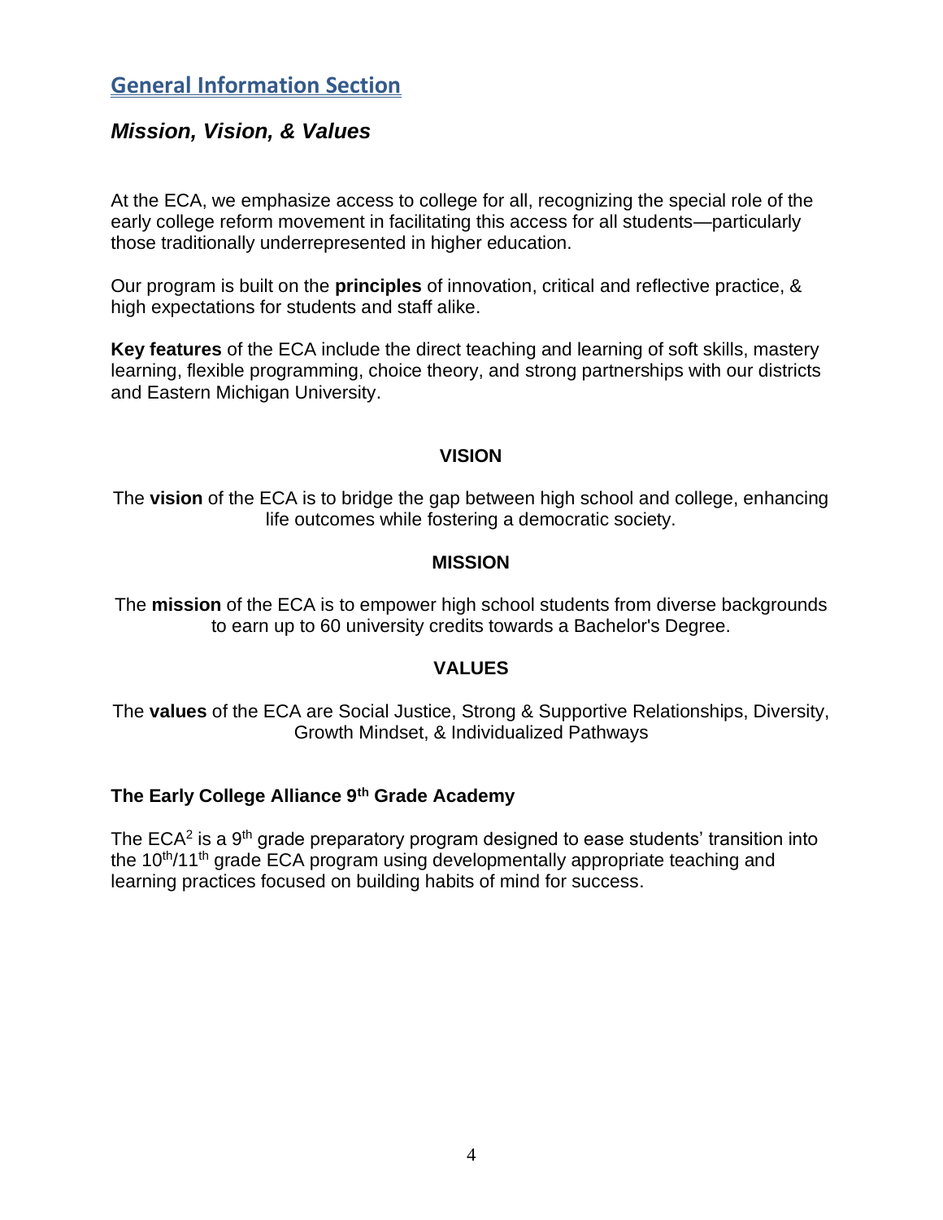## General Information Section

### *Mission, Vision, & Values*

At the ECA, we emphasize access to college for all, recognizing the special role of the early college reform movement in facilitating this access for all students—particularly those traditionally underrepresented in higher education.

Our program is built on the **principles** of innovation, critical and reflective practice, & high expectations for students and staff alike.

**Key features** of the ECA include the direct teaching and learning of soft skills, mastery learning, flexible programming, choice theory, and strong partnerships with our districts and Eastern Michigan University.

**VISION**

The **vision** of the ECA is to bridge the gap between high school and college, enhancing life outcomes while fostering a democratic society.

**MISSION**

The **mission** of the ECA is to empower high school students from diverse backgrounds to earn up to 60 university credits towards a Bachelor's Degree.

**VALUES**

The **values** of the ECA are Social Justice, Strong & Supportive Relationships, Diversity, Growth Mindset, & Individualized Pathways

#### The Early College Alliance 9th Grade Academy

The ECA[2] is a 9th grade preparatory program designed to ease students' transition into the 10th/11th grade ECA program using developmentally appropriate teaching and learning practices focused on building habits of mind for success.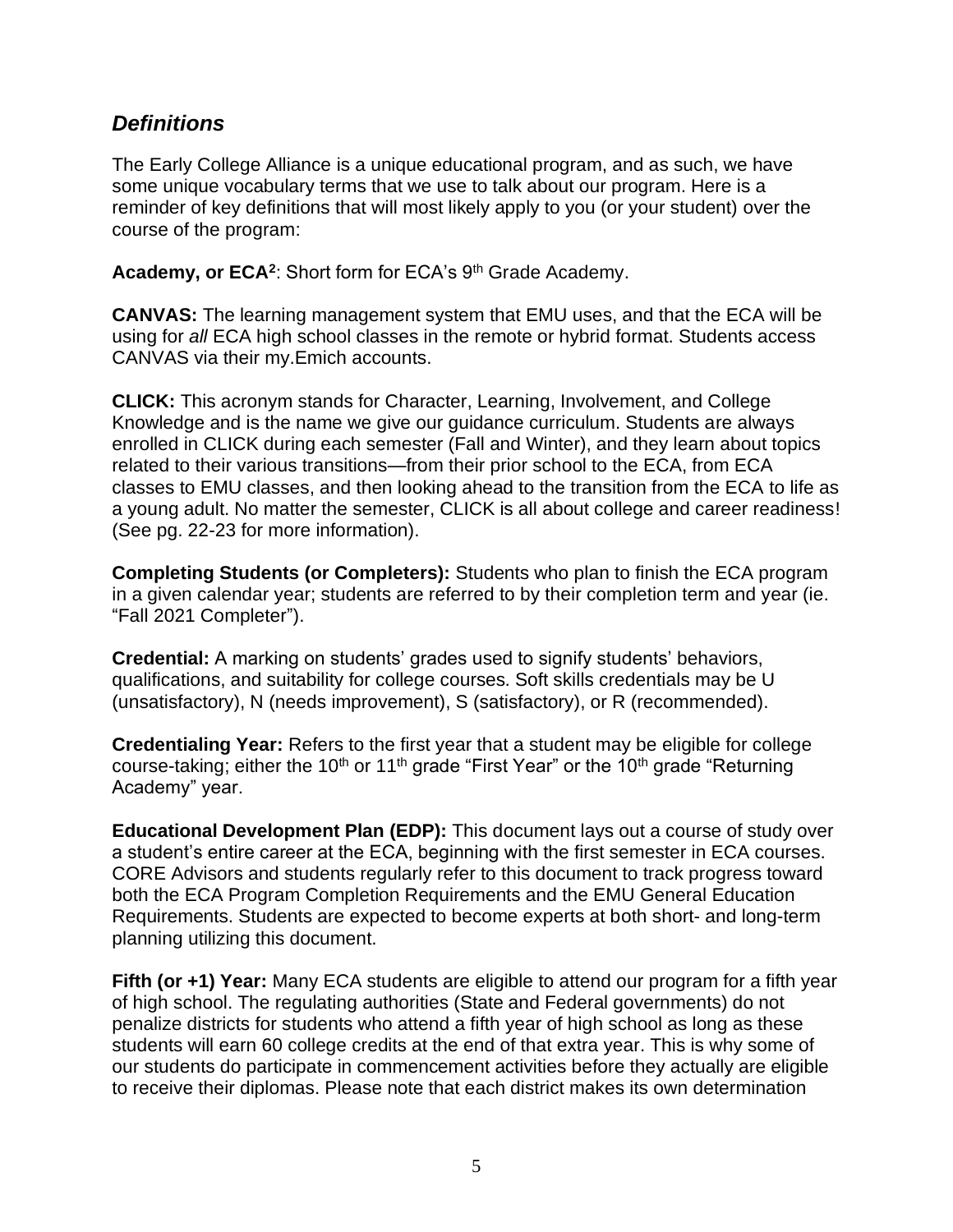## *Definitions*

The Early College Alliance is a unique educational program, and as such, we have some unique vocabulary terms that we use to talk about our program. Here is a reminder of key definitions that will most likely apply to you (or your student) over the course of the program:

**Academy, or ECA$^2$**: Short form for ECA's 9th Grade Academy.

**CANVAS:** The learning management system that EMU uses, and that the ECA will be using for *all* ECA high school classes in the remote or hybrid format. Students access CANVAS via their my.Emich accounts.

**CLICK:** This acronym stands for Character, Learning, Involvement, and College Knowledge and is the name we give our guidance curriculum. Students are always enrolled in CLICK during each semester (Fall and Winter), and they learn about topics related to their various transitions—from their prior school to the ECA, from ECA classes to EMU classes, and then looking ahead to the transition from the ECA to life as a young adult. No matter the semester, CLICK is all about college and career readiness! (See pg. 22-23 for more information).

**Completing Students (or Completers):** Students who plan to finish the ECA program in a given calendar year; students are referred to by their completion term and year (ie. "Fall 2021 Completer").

**Credential:** A marking on students' grades used to signify students' behaviors, qualifications, and suitability for college courses. Soft skills credentials may be U (unsatisfactory), N (needs improvement), S (satisfactory), or R (recommended).

**Credentialing Year:** Refers to the first year that a student may be eligible for college course-taking; either the 10th or 11th grade "First Year" or the 10th grade "Returning Academy" year.

**Educational Development Plan (EDP):** This document lays out a course of study over a student's entire career at the ECA, beginning with the first semester in ECA courses. CORE Advisors and students regularly refer to this document to track progress toward both the ECA Program Completion Requirements and the EMU General Education Requirements. Students are expected to become experts at both short- and long-term planning utilizing this document.

**Fifth (or +1) Year:** Many ECA students are eligible to attend our program for a fifth year of high school. The regulating authorities (State and Federal governments) do not penalize districts for students who attend a fifth year of high school as long as these students will earn 60 college credits at the end of that extra year. This is why some of our students do participate in commencement activities before they actually are eligible to receive their diplomas. Please note that each district makes its own determination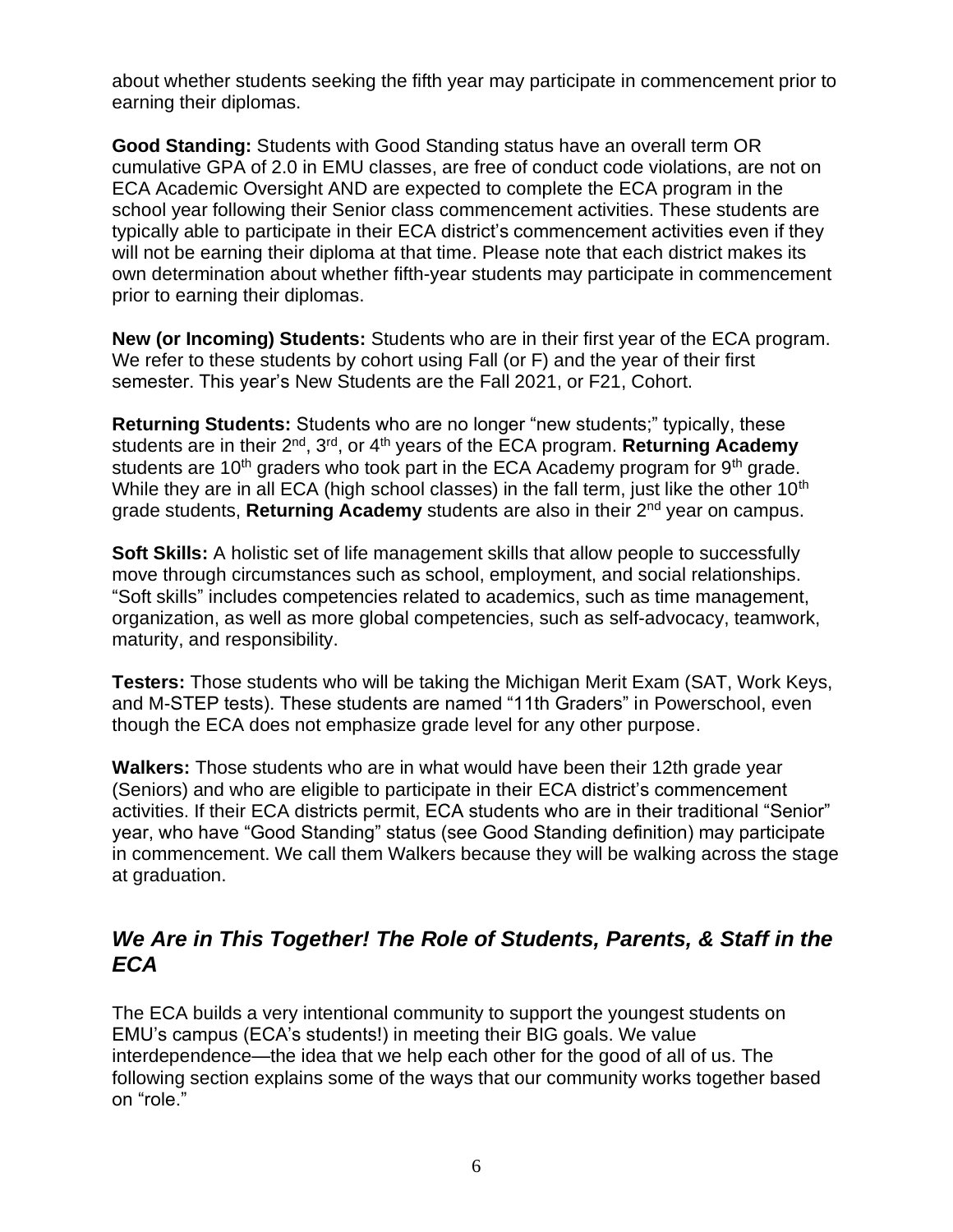about whether students seeking the fifth year may participate in commencement prior to earning their diplomas.

**Good Standing:** Students with Good Standing status have an overall term OR cumulative GPA of 2.0 in EMU classes, are free of conduct code violations, are not on ECA Academic Oversight AND are expected to complete the ECA program in the school year following their Senior class commencement activities. These students are typically able to participate in their ECA district's commencement activities even if they will not be earning their diploma at that time. Please note that each district makes its own determination about whether fifth-year students may participate in commencement prior to earning their diplomas.

**New (or Incoming) Students:** Students who are in their first year of the ECA program. We refer to these students by cohort using Fall (or F) and the year of their first semester. This year's New Students are the Fall 2021, or F21, Cohort.

**Returning Students:** Students who are no longer "new students;" typically, these students are in their 2nd, 3rd, or 4th years of the ECA program. **Returning Academy** students are 10th graders who took part in the ECA Academy program for 9th grade. While they are in all ECA (high school classes) in the fall term, just like the other 10th grade students, **Returning Academy** students are also in their 2nd year on campus.

**Soft Skills:** A holistic set of life management skills that allow people to successfully move through circumstances such as school, employment, and social relationships. "Soft skills" includes competencies related to academics, such as time management, organization, as well as more global competencies, such as self-advocacy, teamwork, maturity, and responsibility.

**Testers:** Those students who will be taking the Michigan Merit Exam (SAT, Work Keys, and M-STEP tests). These students are named "11th Graders" in Powerschool, even though the ECA does not emphasize grade level for any other purpose.

**Walkers:** Those students who are in what would have been their 12th grade year (Seniors) and who are eligible to participate in their ECA district's commencement activities. If their ECA districts permit, ECA students who are in their traditional "Senior" year, who have "Good Standing" status (see Good Standing definition) may participate in commencement. We call them Walkers because they will be walking across the stage at graduation.

## *We Are in This Together! The Role of Students, Parents, & Staff in the ECA*

The ECA builds a very intentional community to support the youngest students on EMU's campus (ECA's students!) in meeting their BIG goals. We value interdependence—the idea that we help each other for the good of all of us. The following section explains some of the ways that our community works together based on "role."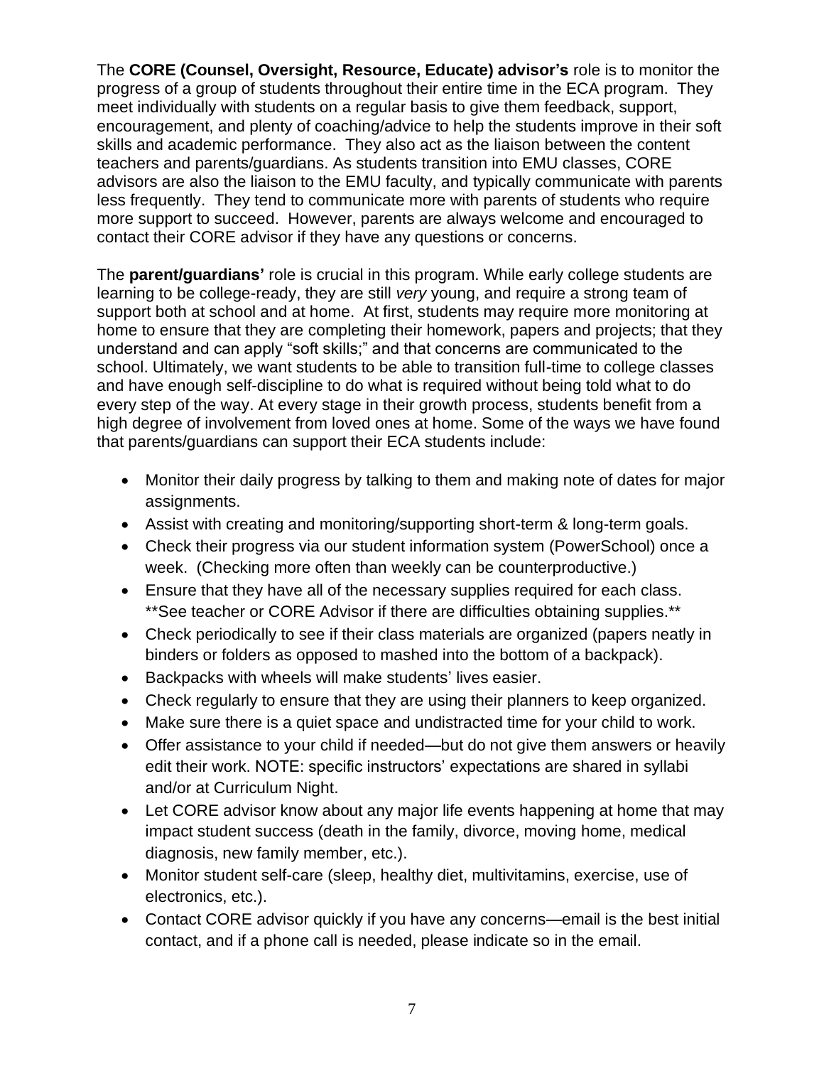The **CORE (Counsel, Oversight, Resource, Educate) advisor's** role is to monitor the progress of a group of students throughout their entire time in the ECA program. They meet individually with students on a regular basis to give them feedback, support, encouragement, and plenty of coaching/advice to help the students improve in their soft skills and academic performance. They also act as the liaison between the content teachers and parents/guardians. As students transition into EMU classes, CORE advisors are also the liaison to the EMU faculty, and typically communicate with parents less frequently. They tend to communicate more with parents of students who require more support to succeed. However, parents are always welcome and encouraged to contact their CORE advisor if they have any questions or concerns.

The **parent/guardians'** role is crucial in this program. While early college students are learning to be college-ready, they are still *very* young, and require a strong team of support both at school and at home. At first, students may require more monitoring at home to ensure that they are completing their homework, papers and projects; that they understand and can apply "soft skills;" and that concerns are communicated to the school. Ultimately, we want students to be able to transition full-time to college classes and have enough self-discipline to do what is required without being told what to do every step of the way. At every stage in their growth process, students benefit from a high degree of involvement from loved ones at home. Some of the ways we have found that parents/guardians can support their ECA students include:

- Monitor their daily progress by talking to them and making note of dates for major assignments.
- Assist with creating and monitoring/supporting short-term & long-term goals.
- Check their progress via our student information system (PowerSchool) once a week. (Checking more often than weekly can be counterproductive.)
- Ensure that they have all of the necessary supplies required for each class. \*\*See teacher or CORE Advisor if there are difficulties obtaining supplies.\*\*
- Check periodically to see if their class materials are organized (papers neatly in binders or folders as opposed to mashed into the bottom of a backpack).
- Backpacks with wheels will make students' lives easier.
- Check regularly to ensure that they are using their planners to keep organized.
- Make sure there is a quiet space and undistracted time for your child to work.
- Offer assistance to your child if needed—but do not give them answers or heavily edit their work. NOTE: specific instructors' expectations are shared in syllabi and/or at Curriculum Night.
- Let CORE advisor know about any major life events happening at home that may impact student success (death in the family, divorce, moving home, medical diagnosis, new family member, etc.).
- Monitor student self-care (sleep, healthy diet, multivitamins, exercise, use of electronics, etc.).
- Contact CORE advisor quickly if you have any concerns—email is the best initial contact, and if a phone call is needed, please indicate so in the email.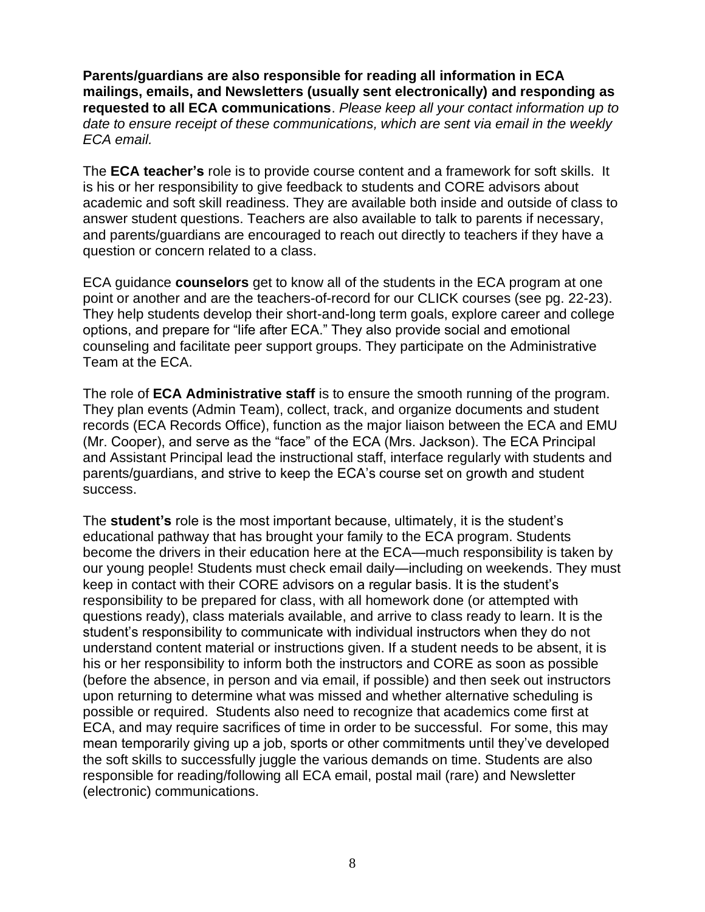**Parents/guardians are also responsible for reading all information in ECA mailings, emails, and Newsletters (usually sent electronically) and responding as requested to all ECA communications**. *Please keep all your contact information up to date to ensure receipt of these communications, which are sent via email in the weekly ECA email.*

The **ECA teacher's** role is to provide course content and a framework for soft skills. It is his or her responsibility to give feedback to students and CORE advisors about academic and soft skill readiness. They are available both inside and outside of class to answer student questions. Teachers are also available to talk to parents if necessary, and parents/guardians are encouraged to reach out directly to teachers if they have a question or concern related to a class.

ECA guidance **counselors** get to know all of the students in the ECA program at one point or another and are the teachers-of-record for our CLICK courses (see pg. 22-23). They help students develop their short-and-long term goals, explore career and college options, and prepare for "life after ECA." They also provide social and emotional counseling and facilitate peer support groups. They participate on the Administrative Team at the ECA.

The role of **ECA Administrative staff** is to ensure the smooth running of the program. They plan events (Admin Team), collect, track, and organize documents and student records (ECA Records Office), function as the major liaison between the ECA and EMU (Mr. Cooper), and serve as the "face" of the ECA (Mrs. Jackson). The ECA Principal and Assistant Principal lead the instructional staff, interface regularly with students and parents/guardians, and strive to keep the ECA's course set on growth and student success.

The **student's** role is the most important because, ultimately, it is the student's educational pathway that has brought your family to the ECA program. Students become the drivers in their education here at the ECA—much responsibility is taken by our young people! Students must check email daily—including on weekends. They must keep in contact with their CORE advisors on a regular basis. It is the student's responsibility to be prepared for class, with all homework done (or attempted with questions ready), class materials available, and arrive to class ready to learn. It is the student's responsibility to communicate with individual instructors when they do not understand content material or instructions given. If a student needs to be absent, it is his or her responsibility to inform both the instructors and CORE as soon as possible (before the absence, in person and via email, if possible) and then seek out instructors upon returning to determine what was missed and whether alternative scheduling is possible or required. Students also need to recognize that academics come first at ECA, and may require sacrifices of time in order to be successful. For some, this may mean temporarily giving up a job, sports or other commitments until they've developed the soft skills to successfully juggle the various demands on time. Students are also responsible for reading/following all ECA email, postal mail (rare) and Newsletter (electronic) communications.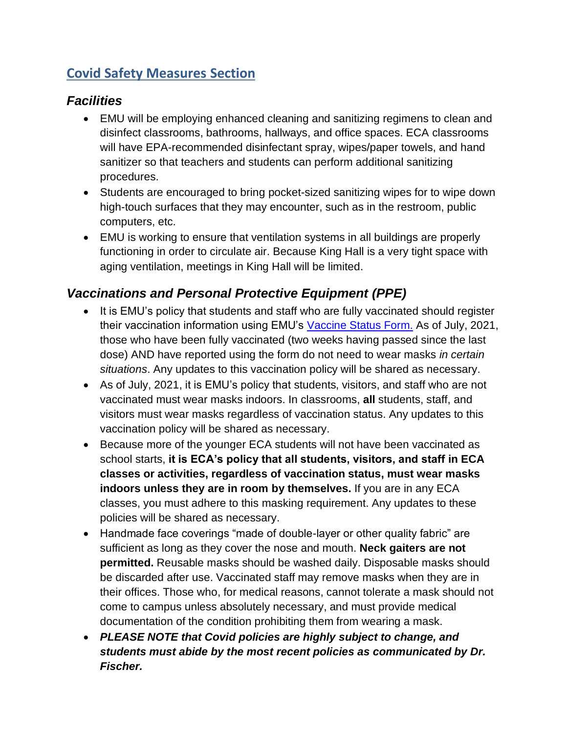## Covid Safety Measures Section

### *Facilities*

- EMU will be employing enhanced cleaning and sanitizing regimens to clean and disinfect classrooms, bathrooms, hallways, and office spaces. ECA classrooms will have EPA-recommended disinfectant spray, wipes/paper towels, and hand sanitizer so that teachers and students can perform additional sanitizing procedures.
- Students are encouraged to bring pocket-sized sanitizing wipes for to wipe down high-touch surfaces that they may encounter, such as in the restroom, public computers, etc.
- EMU is working to ensure that ventilation systems in all buildings are properly functioning in order to circulate air. Because King Hall is a very tight space with aging ventilation, meetings in King Hall will be limited.

### *Vaccinations and Personal Protective Equipment (PPE)*

- It is EMU's policy that students and staff who are fully vaccinated should register their vaccination information using EMU's [Vaccine Status Form.](#) As of July, 2021, those who have been fully vaccinated (two weeks having passed since the last dose) AND have reported using the form do not need to wear masks *in certain situations*. Any updates to this vaccination policy will be shared as necessary.
- As of July, 2021, it is EMU's policy that students, visitors, and staff who are not vaccinated must wear masks indoors. In classrooms, **all** students, staff, and visitors must wear masks regardless of vaccination status. Any updates to this vaccination policy will be shared as necessary.
- Because more of the younger ECA students will not have been vaccinated as school starts, **it is ECA's policy that all students, visitors, and staff in ECA classes or activities, regardless of vaccination status, must wear masks indoors unless they are in room by themselves.** If you are in any ECA classes, you must adhere to this masking requirement. Any updates to these policies will be shared as necessary.
- Handmade face coverings "made of double-layer or other quality fabric" are sufficient as long as they cover the nose and mouth. **Neck gaiters are not permitted.** Reusable masks should be washed daily. Disposable masks should be discarded after use. Vaccinated staff may remove masks when they are in their offices. Those who, for medical reasons, cannot tolerate a mask should not come to campus unless absolutely necessary, and must provide medical documentation of the condition prohibiting them from wearing a mask.
- ***PLEASE NOTE that Covid policies are highly subject to change, and students must abide by the most recent policies as communicated by Dr. Fischer.***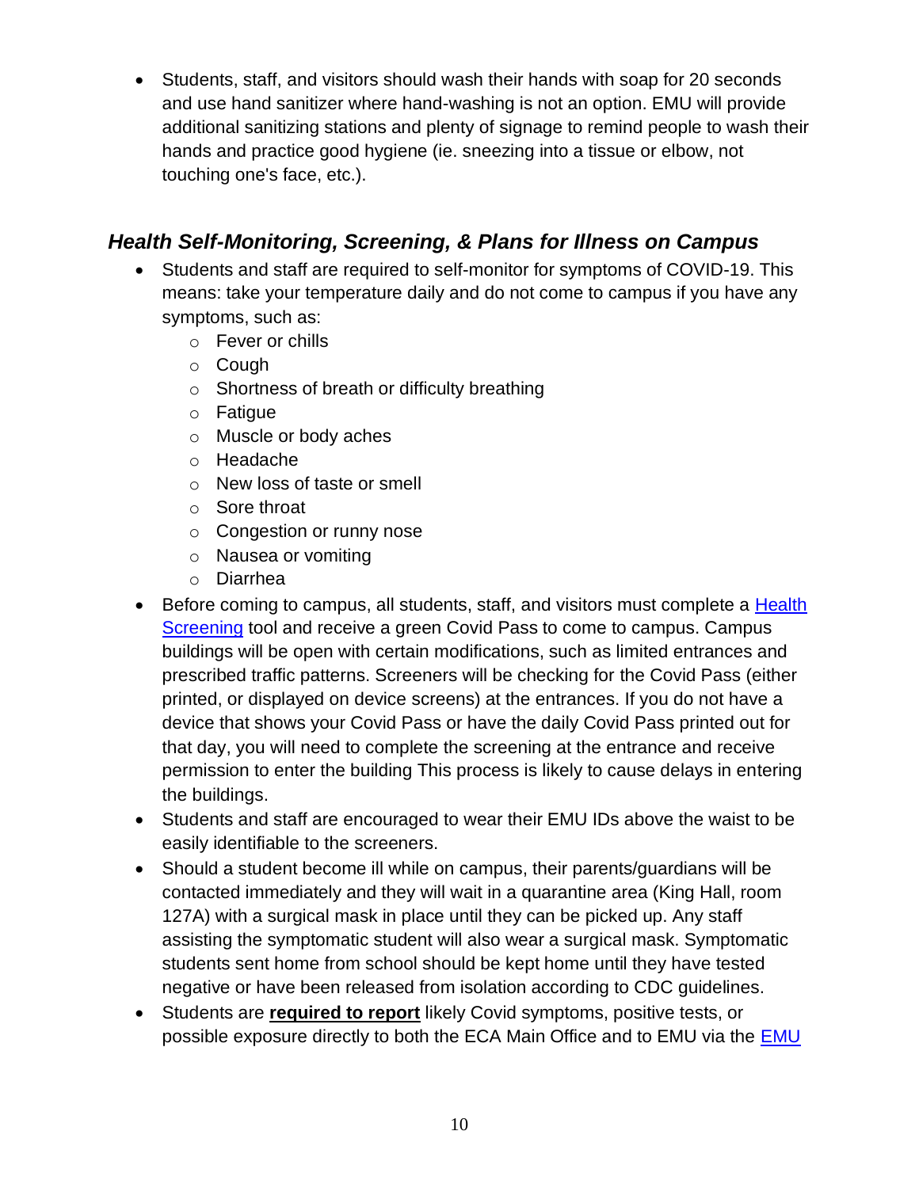- Students, staff, and visitors should wash their hands with soap for 20 seconds and use hand sanitizer where hand-washing is not an option. EMU will provide additional sanitizing stations and plenty of signage to remind people to wash their hands and practice good hygiene (ie. sneezing into a tissue or elbow, not touching one's face, etc.).

## *Health Self-Monitoring, Screening, & Plans for Illness on Campus*

- Students and staff are required to self-monitor for symptoms of COVID-19. This means: take your temperature daily and do not come to campus if you have any symptoms, such as:
  - Fever or chills
  - Cough
  - Shortness of breath or difficulty breathing
  - Fatigue
  - Muscle or body aches
  - Headache
  - New loss of taste or smell
  - Sore throat
  - Congestion or runny nose
  - Nausea or vomiting
  - Diarrhea
- Before coming to campus, all students, staff, and visitors must complete a Health Screening tool and receive a green Covid Pass to come to campus. Campus buildings will be open with certain modifications, such as limited entrances and prescribed traffic patterns. Screeners will be checking for the Covid Pass (either printed, or displayed on device screens) at the entrances. If you do not have a device that shows your Covid Pass or have the daily Covid Pass printed out for that day, you will need to complete the screening at the entrance and receive permission to enter the building This process is likely to cause delays in entering the buildings.
- Students and staff are encouraged to wear their EMU IDs above the waist to be easily identifiable to the screeners.
- Should a student become ill while on campus, their parents/guardians will be contacted immediately and they will wait in a quarantine area (King Hall, room 127A) with a surgical mask in place until they can be picked up. Any staff assisting the symptomatic student will also wear a surgical mask. Symptomatic students sent home from school should be kept home until they have tested negative or have been released from isolation according to CDC guidelines.
- Students are **required to report** likely Covid symptoms, positive tests, or possible exposure directly to both the ECA Main Office and to EMU via the EMU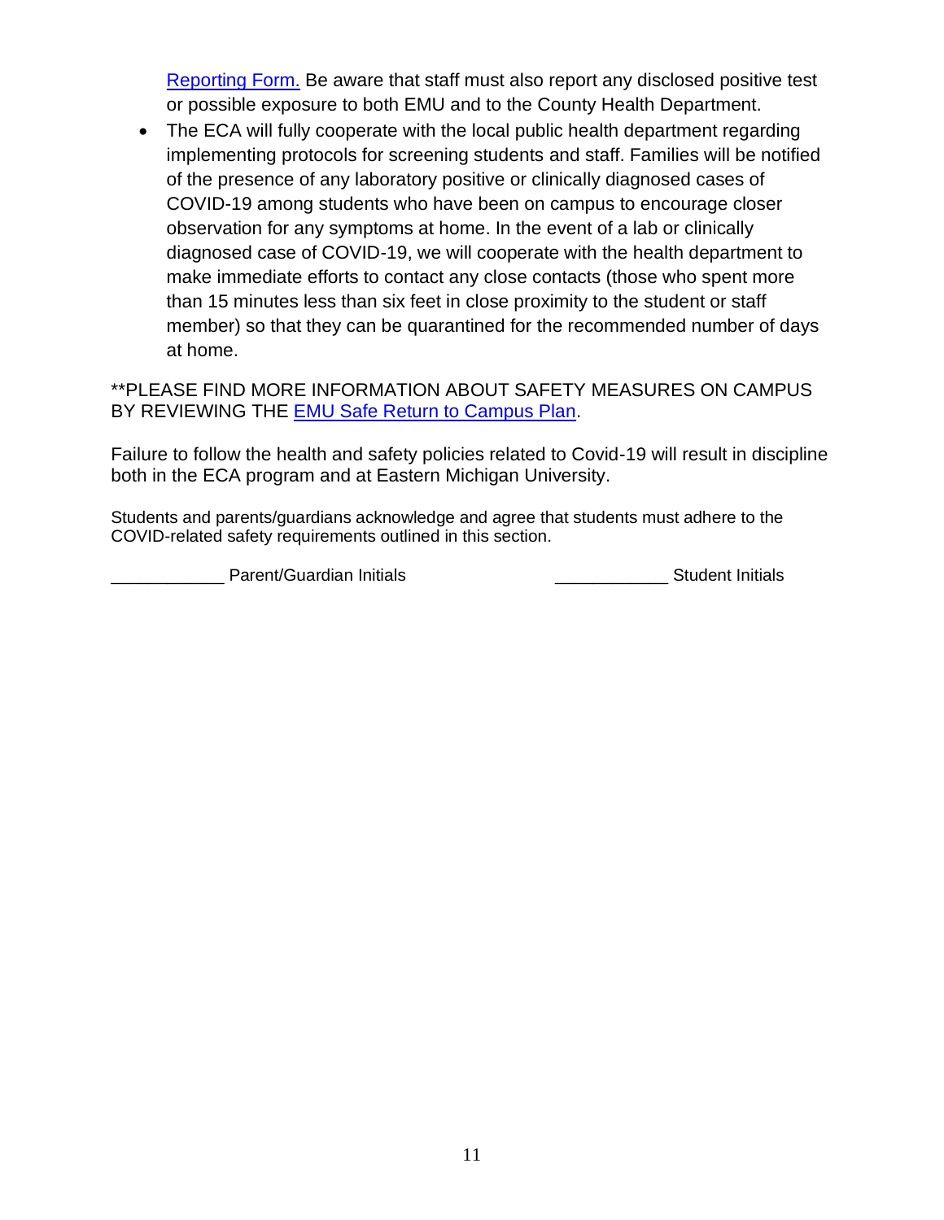Reporting Form. Be aware that staff must also report any disclosed positive test or possible exposure to both EMU and to the County Health Department.

- The ECA will fully cooperate with the local public health department regarding implementing protocols for screening students and staff. Families will be notified of the presence of any laboratory positive or clinically diagnosed cases of COVID-19 among students who have been on campus to encourage closer observation for any symptoms at home. In the event of a lab or clinically diagnosed case of COVID-19, we will cooperate with the health department to make immediate efforts to contact any close contacts (those who spent more than 15 minutes less than six feet in close proximity to the student or staff member) so that they can be quarantined for the recommended number of days at home.

**PLEASE FIND MORE INFORMATION ABOUT SAFETY MEASURES ON CAMPUS BY REVIEWING THE EMU Safe Return to Campus Plan.

Failure to follow the health and safety policies related to Covid-19 will result in discipline both in the ECA program and at Eastern Michigan University.

Students and parents/guardians acknowledge and agree that students must adhere to the COVID-related safety requirements outlined in this section.

____________ Parent/Guardian Initials ____________ Student Initials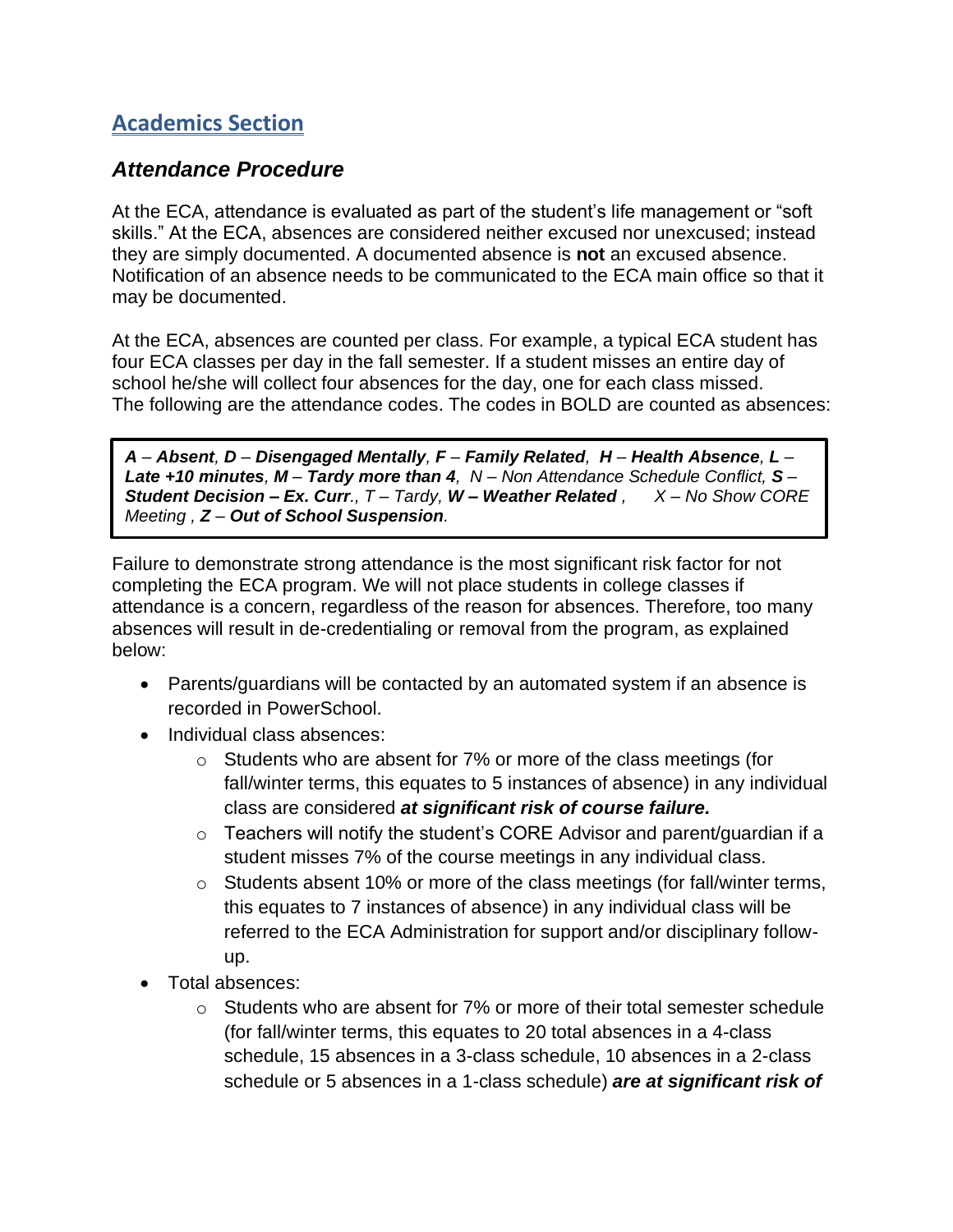## Academics Section

### *Attendance Procedure*

At the ECA, attendance is evaluated as part of the student's life management or "soft skills." At the ECA, absences are considered neither excused nor unexcused; instead they are simply documented. A documented absence is **not** an excused absence. Notification of an absence needs to be communicated to the ECA main office so that it may be documented.

At the ECA, absences are counted per class. For example, a typical ECA student has four ECA classes per day in the fall semester. If a student misses an entire day of school he/she will collect four absences for the day, one for each class missed. The following are the attendance codes. The codes in BOLD are counted as absences:

> ***A** – **Absent**, **D** – **Disengaged Mentally**, **F** – **Family Related**, **H** – **Health Absence**, **L** – **Late +10 minutes**, **M** – **Tardy more than 4**, N – Non Attendance Schedule Conflict, **S** – **Student Decision – Ex. Curr**., T – Tardy, **W – Weather Related** , X – No Show CORE Meeting , **Z** – **Out of School Suspension**.*

Failure to demonstrate strong attendance is the most significant risk factor for not completing the ECA program. We will not place students in college classes if attendance is a concern, regardless of the reason for absences. Therefore, too many absences will result in de-credentialing or removal from the program, as explained below:

- Parents/guardians will be contacted by an automated system if an absence is recorded in PowerSchool.
- Individual class absences:
  - Students who are absent for 7% or more of the class meetings (for fall/winter terms, this equates to 5 instances of absence) in any individual class are considered ***at significant risk of course failure.***
  - Teachers will notify the student's CORE Advisor and parent/guardian if a student misses 7% of the course meetings in any individual class.
  - Students absent 10% or more of the class meetings (for fall/winter terms, this equates to 7 instances of absence) in any individual class will be referred to the ECA Administration for support and/or disciplinary follow-up.
- Total absences:
  - Students who are absent for 7% or more of their total semester schedule (for fall/winter terms, this equates to 20 total absences in a 4-class schedule, 15 absences in a 3-class schedule, 10 absences in a 2-class schedule or 5 absences in a 1-class schedule) ***are at significant risk of***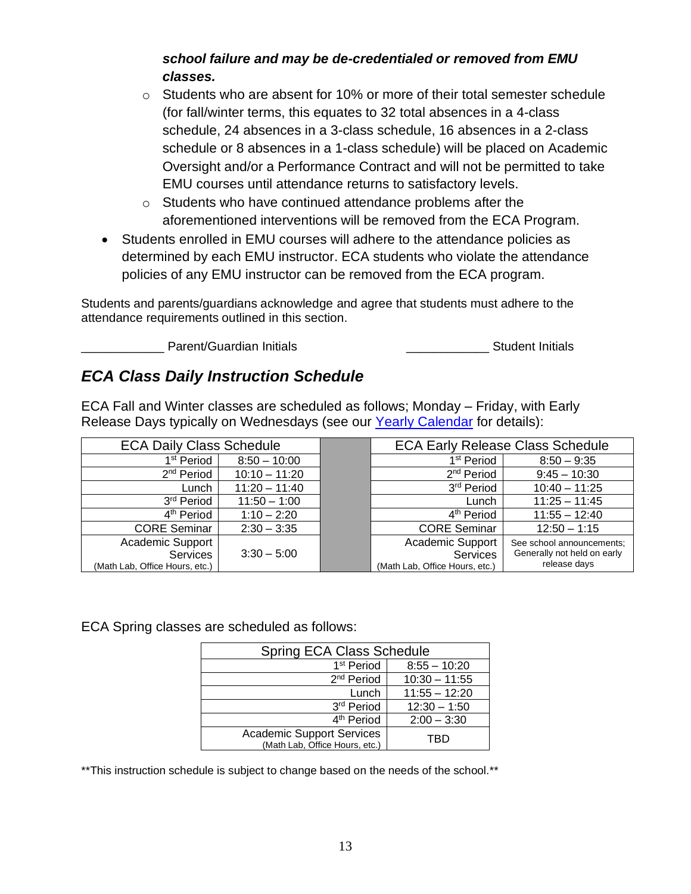***school failure and may be de-credentialed or removed from EMU classes.***

  - Students who are absent for 10% or more of their total semester schedule (for fall/winter terms, this equates to 32 total absences in a 4-class schedule, 24 absences in a 3-class schedule, 16 absences in a 2-class schedule or 8 absences in a 1-class schedule) will be placed on Academic Oversight and/or a Performance Contract and will not be permitted to take EMU courses until attendance returns to satisfactory levels.
  - Students who have continued attendance problems after the aforementioned interventions will be removed from the ECA Program.

- Students enrolled in EMU courses will adhere to the attendance policies as determined by each EMU instructor. ECA students who violate the attendance policies of any EMU instructor can be removed from the ECA program.

Students and parents/guardians acknowledge and agree that students must adhere to the attendance requirements outlined in this section.

____________ Parent/Guardian Initials ____________ Student Initials

## *ECA Class Daily Instruction Schedule*

ECA Fall and Winter classes are scheduled as follows; Monday – Friday, with Early Release Days typically on Wednesdays (see our Yearly Calendar for details):

| ECA Daily Class Schedule | |
|---|---|
| 1st Period | 8:50 – 10:00 |
| 2nd Period | 10:10 – 11:20 |
| Lunch | 11:20 – 11:40 |
| 3rd Period | 11:50 – 1:00 |
| 4th Period | 1:10 – 2:20 |
| CORE Seminar | 2:30 – 3:35 |
| Academic Support Services (Math Lab, Office Hours, etc.) | 3:30 – 5:00 |

| ECA Early Release Class Schedule | |
|---|---|
| 1st Period | 8:50 – 9:35 |
| 2nd Period | 9:45 – 10:30 |
| 3rd Period | 10:40 – 11:25 |
| Lunch | 11:25 – 11:45 |
| 4th Period | 11:55 – 12:40 |
| CORE Seminar | 12:50 – 1:15 |
| Academic Support Services (Math Lab, Office Hours, etc.) | See school announcements; Generally not held on early release days |

ECA Spring classes are scheduled as follows:

| Spring ECA Class Schedule | |
|---|---|
| 1st Period | 8:55 – 10:20 |
| 2nd Period | 10:30 – 11:55 |
| Lunch | 11:55 – 12:20 |
| 3rd Period | 12:30 – 1:50 |
| 4th Period | 2:00 – 3:30 |
| Academic Support Services (Math Lab, Office Hours, etc.) | TBD |

**This instruction schedule is subject to change based on the needs of the school.**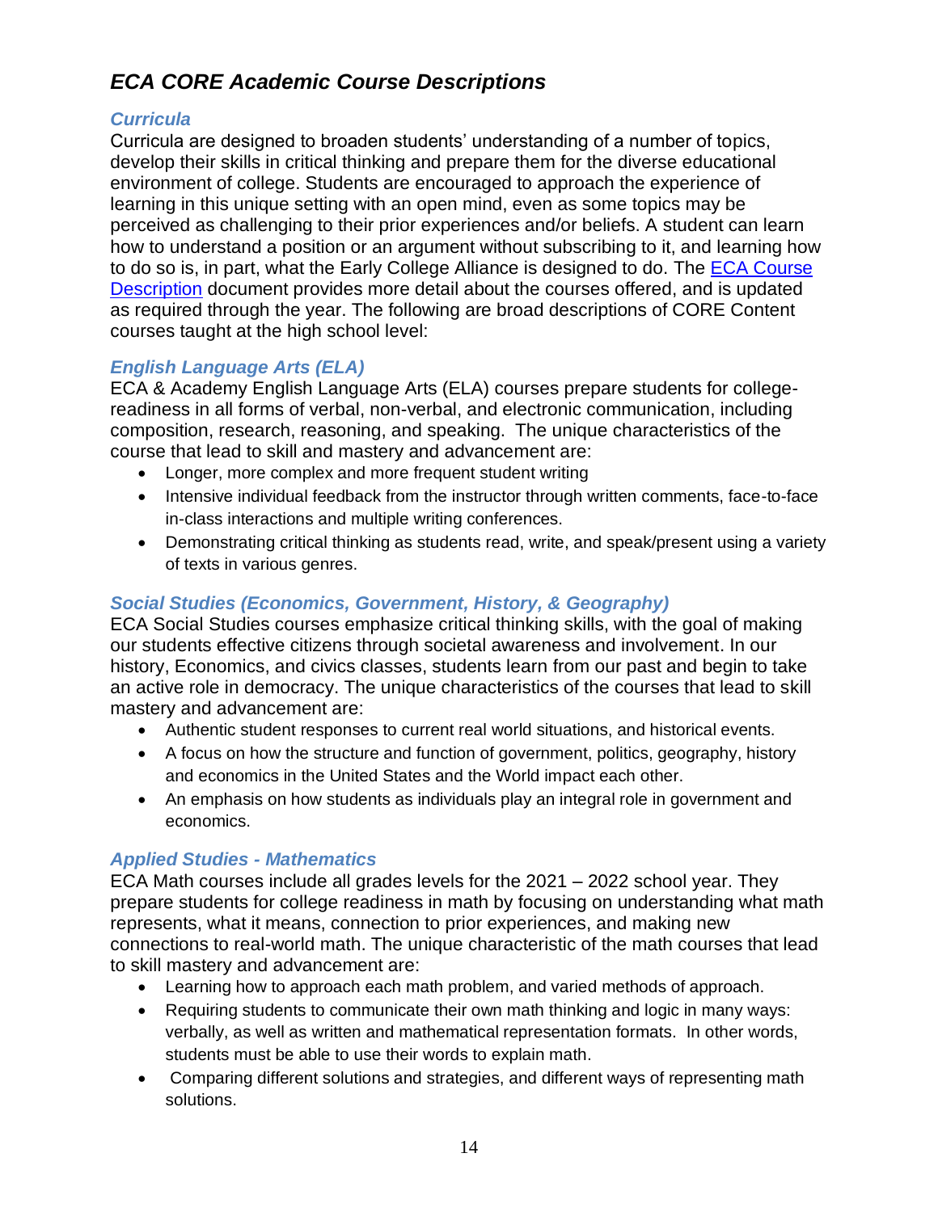## *ECA CORE Academic Course Descriptions*

### *Curricula*

Curricula are designed to broaden students' understanding of a number of topics, develop their skills in critical thinking and prepare them for the diverse educational environment of college. Students are encouraged to approach the experience of learning in this unique setting with an open mind, even as some topics may be perceived as challenging to their prior experiences and/or beliefs. A student can learn how to understand a position or an argument without subscribing to it, and learning how to do so is, in part, what the Early College Alliance is designed to do. The [ECA Course Description]() document provides more detail about the courses offered, and is updated as required through the year. The following are broad descriptions of CORE Content courses taught at the high school level:

### *English Language Arts (ELA)*

ECA & Academy English Language Arts (ELA) courses prepare students for college-readiness in all forms of verbal, non-verbal, and electronic communication, including composition, research, reasoning, and speaking. The unique characteristics of the course that lead to skill and mastery and advancement are:

- Longer, more complex and more frequent student writing
- Intensive individual feedback from the instructor through written comments, face-to-face in-class interactions and multiple writing conferences.
- Demonstrating critical thinking as students read, write, and speak/present using a variety of texts in various genres.

### *Social Studies (Economics, Government, History, & Geography)*

ECA Social Studies courses emphasize critical thinking skills, with the goal of making our students effective citizens through societal awareness and involvement. In our history, Economics, and civics classes, students learn from our past and begin to take an active role in democracy. The unique characteristics of the courses that lead to skill mastery and advancement are:

- Authentic student responses to current real world situations, and historical events.
- A focus on how the structure and function of government, politics, geography, history and economics in the United States and the World impact each other.
- An emphasis on how students as individuals play an integral role in government and economics.

### *Applied Studies - Mathematics*

ECA Math courses include all grades levels for the 2021 – 2022 school year. They prepare students for college readiness in math by focusing on understanding what math represents, what it means, connection to prior experiences, and making new connections to real-world math. The unique characteristic of the math courses that lead to skill mastery and advancement are:

- Learning how to approach each math problem, and varied methods of approach.
- Requiring students to communicate their own math thinking and logic in many ways: verbally, as well as written and mathematical representation formats. In other words, students must be able to use their words to explain math.
- Comparing different solutions and strategies, and different ways of representing math solutions.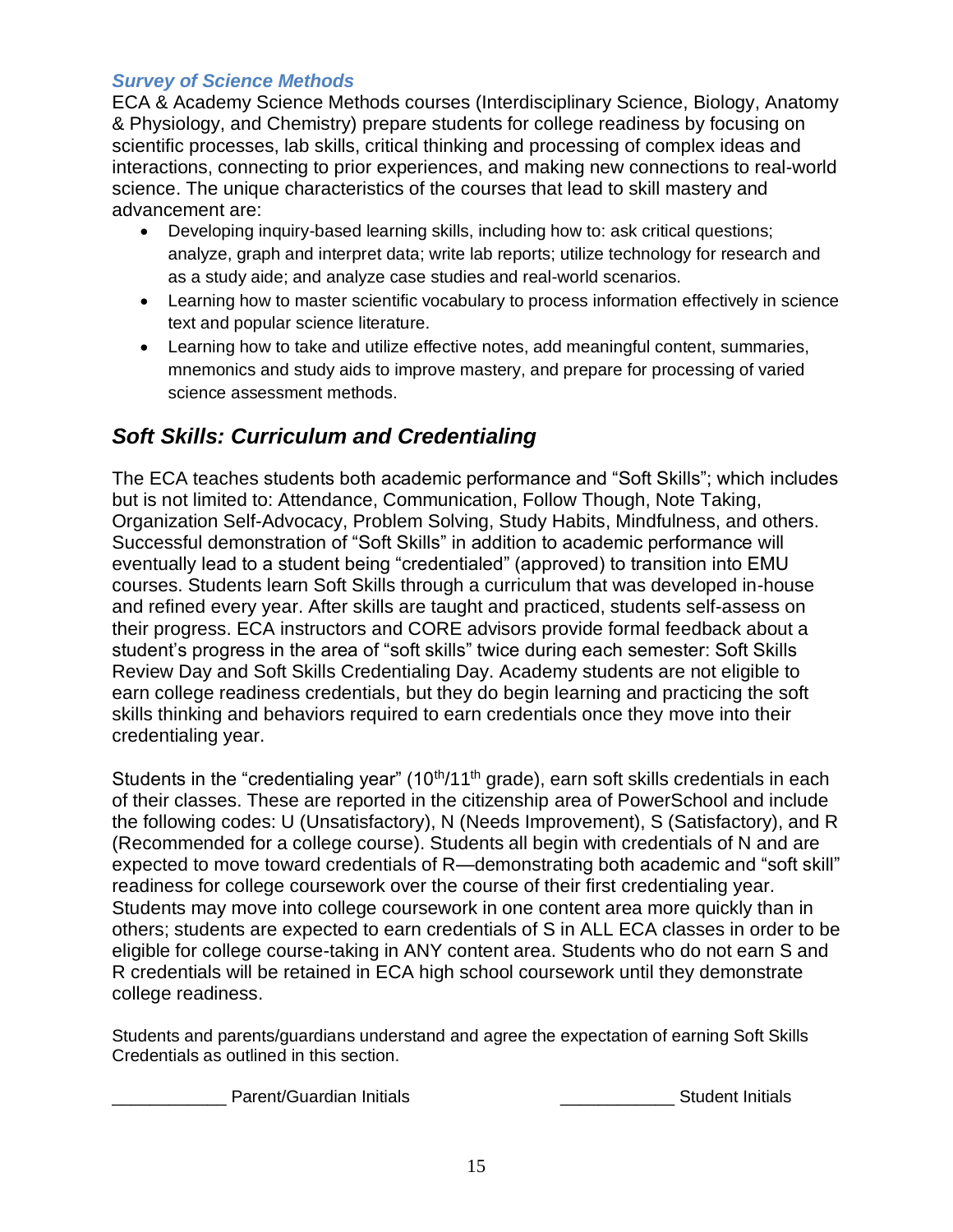### *Survey of Science Methods*

ECA & Academy Science Methods courses (Interdisciplinary Science, Biology, Anatomy & Physiology, and Chemistry) prepare students for college readiness by focusing on scientific processes, lab skills, critical thinking and processing of complex ideas and interactions, connecting to prior experiences, and making new connections to real-world science. The unique characteristics of the courses that lead to skill mastery and advancement are:

- Developing inquiry-based learning skills, including how to: ask critical questions; analyze, graph and interpret data; write lab reports; utilize technology for research and as a study aide; and analyze case studies and real-world scenarios.
- Learning how to master scientific vocabulary to process information effectively in science text and popular science literature.
- Learning how to take and utilize effective notes, add meaningful content, summaries, mnemonics and study aids to improve mastery, and prepare for processing of varied science assessment methods.

## *Soft Skills: Curriculum and Credentialing*

The ECA teaches students both academic performance and "Soft Skills"; which includes but is not limited to: Attendance, Communication, Follow Though, Note Taking, Organization Self-Advocacy, Problem Solving, Study Habits, Mindfulness, and others. Successful demonstration of "Soft Skills" in addition to academic performance will eventually lead to a student being "credentialed" (approved) to transition into EMU courses. Students learn Soft Skills through a curriculum that was developed in-house and refined every year. After skills are taught and practiced, students self-assess on their progress. ECA instructors and CORE advisors provide formal feedback about a student's progress in the area of "soft skills" twice during each semester: Soft Skills Review Day and Soft Skills Credentialing Day. Academy students are not eligible to earn college readiness credentials, but they do begin learning and practicing the soft skills thinking and behaviors required to earn credentials once they move into their credentialing year.

Students in the "credentialing year" (10th/11th grade), earn soft skills credentials in each of their classes. These are reported in the citizenship area of PowerSchool and include the following codes: U (Unsatisfactory), N (Needs Improvement), S (Satisfactory), and R (Recommended for a college course). Students all begin with credentials of N and are expected to move toward credentials of R—demonstrating both academic and "soft skill" readiness for college coursework over the course of their first credentialing year. Students may move into college coursework in one content area more quickly than in others; students are expected to earn credentials of S in ALL ECA classes in order to be eligible for college course-taking in ANY content area. Students who do not earn S and R credentials will be retained in ECA high school coursework until they demonstrate college readiness.

Students and parents/guardians understand and agree the expectation of earning Soft Skills Credentials as outlined in this section.

____________ Parent/Guardian Initials ____________ Student Initials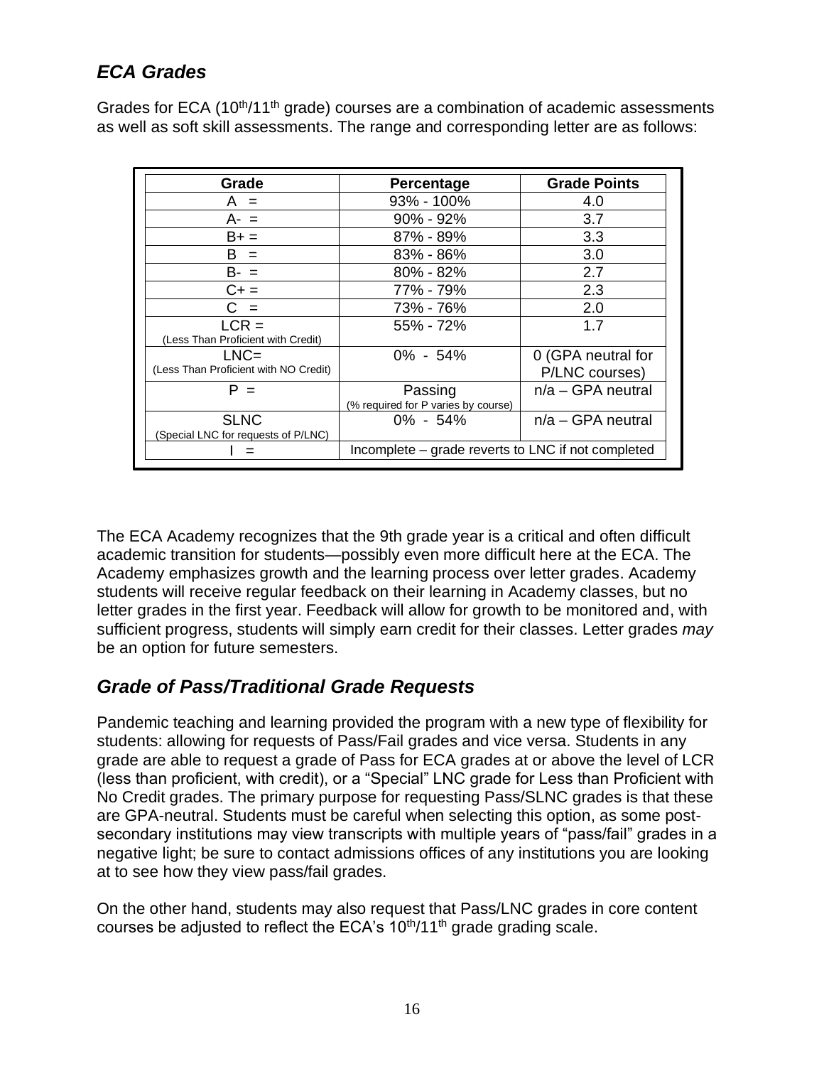## *ECA Grades*

Grades for ECA (10th/11th grade) courses are a combination of academic assessments as well as soft skill assessments. The range and corresponding letter are as follows:

| Grade | Percentage | Grade Points |
|---|---|---|
| A = | 93% - 100% | 4.0 |
| A- = | 90% - 92% | 3.7 |
| B+ = | 87% - 89% | 3.3 |
| B = | 83% - 86% | 3.0 |
| B- = | 80% - 82% | 2.7 |
| C+ = | 77% - 79% | 2.3 |
| C = | 73% - 76% | 2.0 |
| LCR = (Less Than Proficient with Credit) | 55% - 72% | 1.7 |
| LNC= (Less Than Proficient with NO Credit) | 0% - 54% | 0 (GPA neutral for P/LNC courses) |
| P = | Passing (% required for P varies by course) | n/a – GPA neutral |
| SLNC (Special LNC for requests of P/LNC) | 0% - 54% | n/a – GPA neutral |
| I = | Incomplete – grade reverts to LNC if not completed | |

The ECA Academy recognizes that the 9th grade year is a critical and often difficult academic transition for students—possibly even more difficult here at the ECA. The Academy emphasizes growth and the learning process over letter grades. Academy students will receive regular feedback on their learning in Academy classes, but no letter grades in the first year. Feedback will allow for growth to be monitored and, with sufficient progress, students will simply earn credit for their classes. Letter grades *may* be an option for future semesters.

## *Grade of Pass/Traditional Grade Requests*

Pandemic teaching and learning provided the program with a new type of flexibility for students: allowing for requests of Pass/Fail grades and vice versa. Students in any grade are able to request a grade of Pass for ECA grades at or above the level of LCR (less than proficient, with credit), or a "Special" LNC grade for Less than Proficient with No Credit grades. The primary purpose for requesting Pass/SLNC grades is that these are GPA-neutral. Students must be careful when selecting this option, as some post-secondary institutions may view transcripts with multiple years of "pass/fail" grades in a negative light; be sure to contact admissions offices of any institutions you are looking at to see how they view pass/fail grades.

On the other hand, students may also request that Pass/LNC grades in core content courses be adjusted to reflect the ECA's 10th/11th grade grading scale.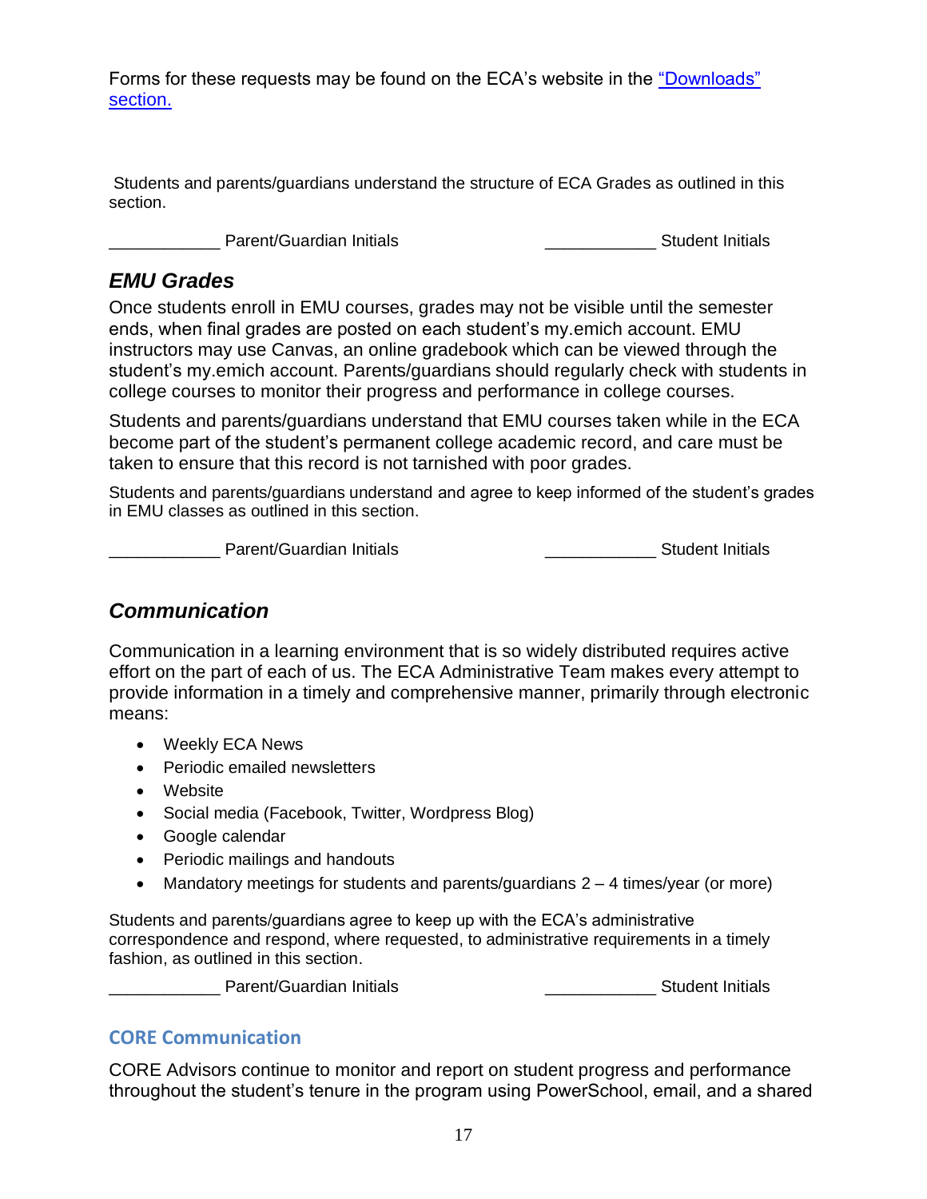Forms for these requests may be found on the ECA's website in the ["Downloads" section.]()

Students and parents/guardians understand the structure of ECA Grades as outlined in this section.

____________ Parent/Guardian Initials ____________ Student Initials

## *EMU Grades*

Once students enroll in EMU courses, grades may not be visible until the semester ends, when final grades are posted on each student's my.emich account. EMU instructors may use Canvas, an online gradebook which can be viewed through the student's my.emich account. Parents/guardians should regularly check with students in college courses to monitor their progress and performance in college courses.

Students and parents/guardians understand that EMU courses taken while in the ECA become part of the student's permanent college academic record, and care must be taken to ensure that this record is not tarnished with poor grades.

Students and parents/guardians understand and agree to keep informed of the student's grades in EMU classes as outlined in this section.

____________ Parent/Guardian Initials ____________ Student Initials

## *Communication*

Communication in a learning environment that is so widely distributed requires active effort on the part of each of us. The ECA Administrative Team makes every attempt to provide information in a timely and comprehensive manner, primarily through electronic means:

- Weekly ECA News
- Periodic emailed newsletters
- Website
- Social media (Facebook, Twitter, Wordpress Blog)
- Google calendar
- Periodic mailings and handouts
- Mandatory meetings for students and parents/guardians 2 – 4 times/year (or more)

Students and parents/guardians agree to keep up with the ECA's administrative correspondence and respond, where requested, to administrative requirements in a timely fashion, as outlined in this section.

____________ Parent/Guardian Initials ____________ Student Initials

### CORE Communication

CORE Advisors continue to monitor and report on student progress and performance throughout the student's tenure in the program using PowerSchool, email, and a shared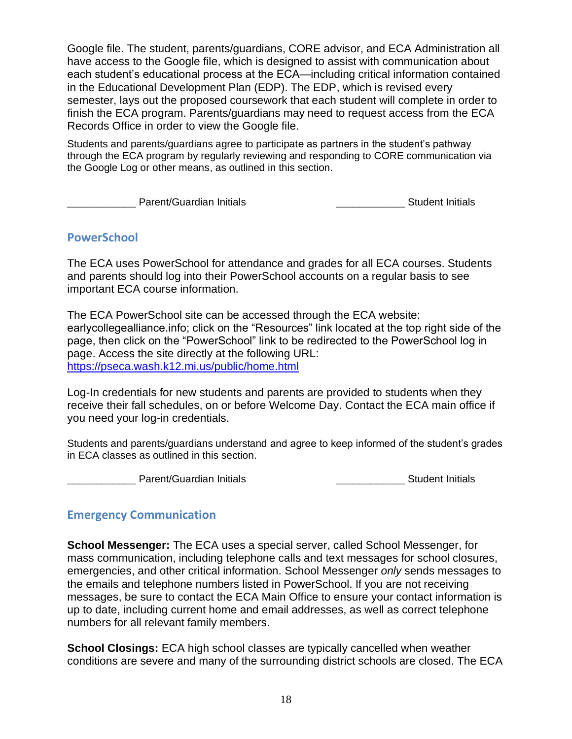Google file. The student, parents/guardians, CORE advisor, and ECA Administration all have access to the Google file, which is designed to assist with communication about each student's educational process at the ECA—including critical information contained in the Educational Development Plan (EDP). The EDP, which is revised every semester, lays out the proposed coursework that each student will complete in order to finish the ECA program. Parents/guardians may need to request access from the ECA Records Office in order to view the Google file.

Students and parents/guardians agree to participate as partners in the student's pathway through the ECA program by regularly reviewing and responding to CORE communication via the Google Log or other means, as outlined in this section.

____________ Parent/Guardian Initials ____________ Student Initials

## PowerSchool

The ECA uses PowerSchool for attendance and grades for all ECA courses. Students and parents should log into their PowerSchool accounts on a regular basis to see important ECA course information.

The ECA PowerSchool site can be accessed through the ECA website: earlycollegealliance.info; click on the "Resources" link located at the top right side of the page, then click on the "PowerSchool" link to be redirected to the PowerSchool log in page. Access the site directly at the following URL: https://pseca.wash.k12.mi.us/public/home.html

Log-In credentials for new students and parents are provided to students when they receive their fall schedules, on or before Welcome Day. Contact the ECA main office if you need your log-in credentials.

Students and parents/guardians understand and agree to keep informed of the student's grades in ECA classes as outlined in this section.

____________ Parent/Guardian Initials ____________ Student Initials

## Emergency Communication

**School Messenger:** The ECA uses a special server, called School Messenger, for mass communication, including telephone calls and text messages for school closures, emergencies, and other critical information. School Messenger *only* sends messages to the emails and telephone numbers listed in PowerSchool. If you are not receiving messages, be sure to contact the ECA Main Office to ensure your contact information is up to date, including current home and email addresses, as well as correct telephone numbers for all relevant family members.

**School Closings:** ECA high school classes are typically cancelled when weather conditions are severe and many of the surrounding district schools are closed. The ECA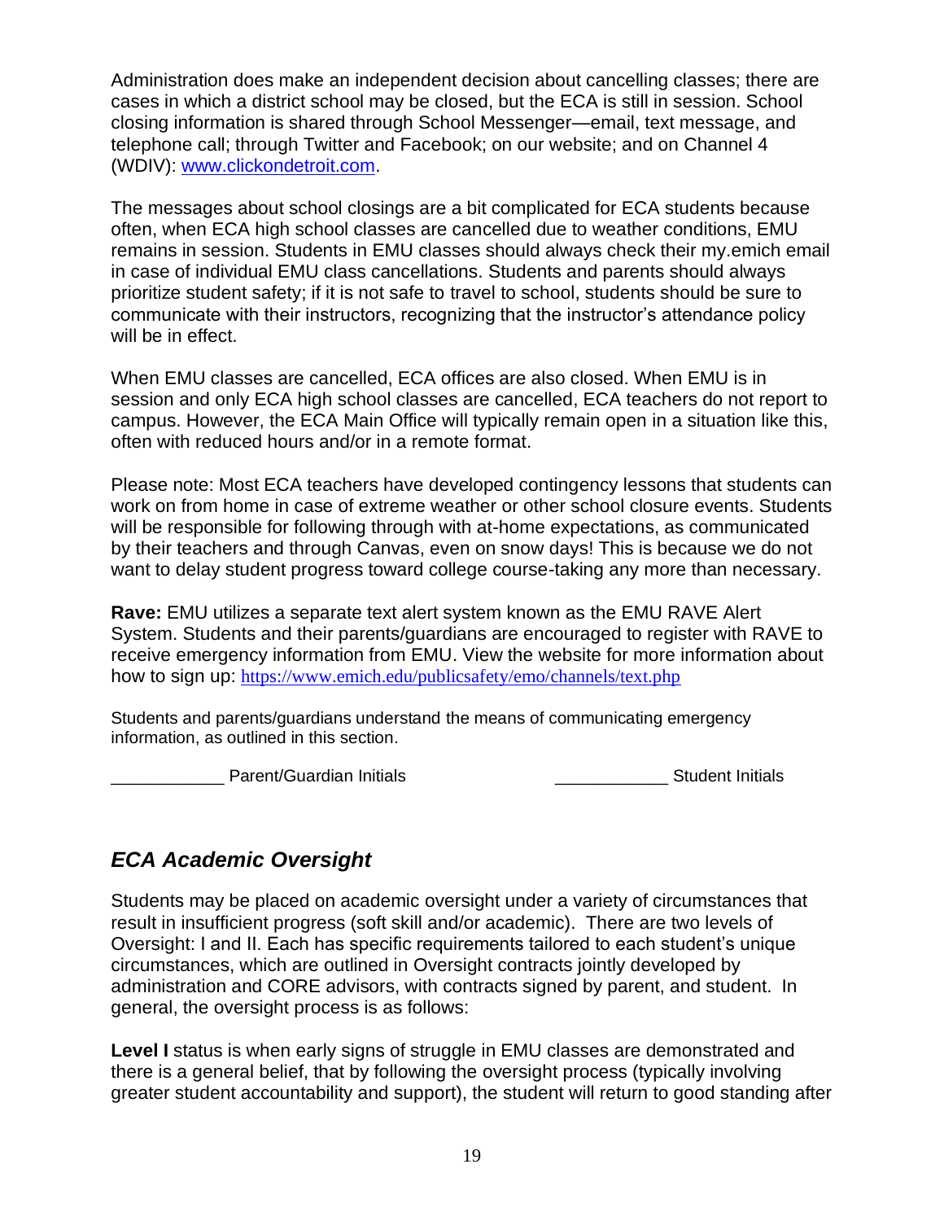Administration does make an independent decision about cancelling classes; there are cases in which a district school may be closed, but the ECA is still in session. School closing information is shared through School Messenger—email, text message, and telephone call; through Twitter and Facebook; on our website; and on Channel 4 (WDIV): [www.clickondetroit.com](http://www.clickondetroit.com).

The messages about school closings are a bit complicated for ECA students because often, when ECA high school classes are cancelled due to weather conditions, EMU remains in session. Students in EMU classes should always check their my.emich email in case of individual EMU class cancellations. Students and parents should always prioritize student safety; if it is not safe to travel to school, students should be sure to communicate with their instructors, recognizing that the instructor's attendance policy will be in effect.

When EMU classes are cancelled, ECA offices are also closed. When EMU is in session and only ECA high school classes are cancelled, ECA teachers do not report to campus. However, the ECA Main Office will typically remain open in a situation like this, often with reduced hours and/or in a remote format.

Please note: Most ECA teachers have developed contingency lessons that students can work on from home in case of extreme weather or other school closure events. Students will be responsible for following through with at-home expectations, as communicated by their teachers and through Canvas, even on snow days! This is because we do not want to delay student progress toward college course-taking any more than necessary.

**Rave:** EMU utilizes a separate text alert system known as the EMU RAVE Alert System. Students and their parents/guardians are encouraged to register with RAVE to receive emergency information from EMU. View the website for more information about how to sign up: [https://www.emich.edu/publicsafety/emo/channels/text.php](https://www.emich.edu/publicsafety/emo/channels/text.php)

Students and parents/guardians understand the means of communicating emergency information, as outlined in this section.

____________ Parent/Guardian Initials ____________ Student Initials

## *ECA Academic Oversight*

Students may be placed on academic oversight under a variety of circumstances that result in insufficient progress (soft skill and/or academic). There are two levels of Oversight: I and II. Each has specific requirements tailored to each student's unique circumstances, which are outlined in Oversight contracts jointly developed by administration and CORE advisors, with contracts signed by parent, and student. In general, the oversight process is as follows:

**Level I** status is when early signs of struggle in EMU classes are demonstrated and there is a general belief, that by following the oversight process (typically involving greater student accountability and support), the student will return to good standing after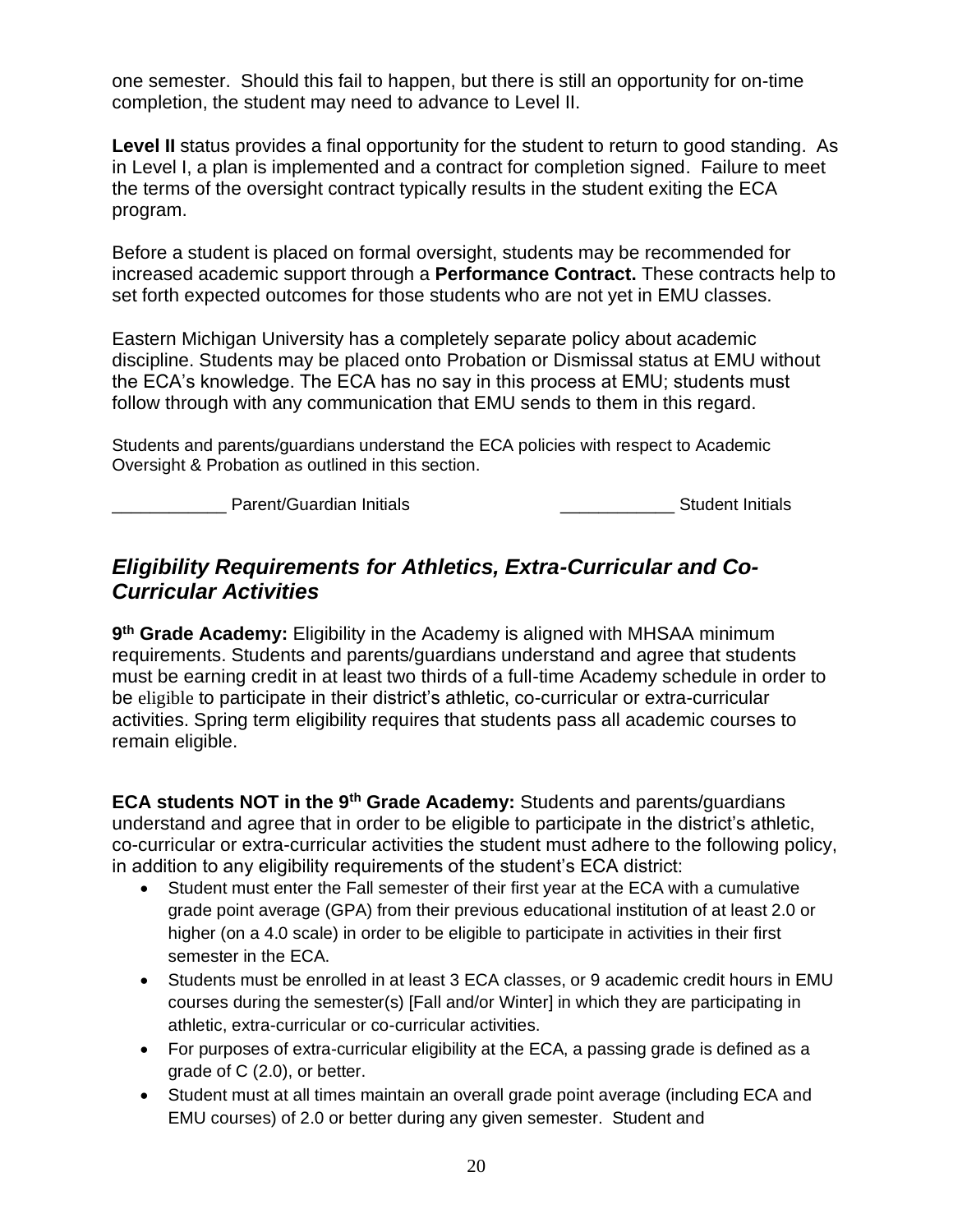one semester. Should this fail to happen, but there is still an opportunity for on-time completion, the student may need to advance to Level II.

**Level II** status provides a final opportunity for the student to return to good standing. As in Level I, a plan is implemented and a contract for completion signed. Failure to meet the terms of the oversight contract typically results in the student exiting the ECA program.

Before a student is placed on formal oversight, students may be recommended for increased academic support through a **Performance Contract.** These contracts help to set forth expected outcomes for those students who are not yet in EMU classes.

Eastern Michigan University has a completely separate policy about academic discipline. Students may be placed onto Probation or Dismissal status at EMU without the ECA's knowledge. The ECA has no say in this process at EMU; students must follow through with any communication that EMU sends to them in this regard.

Students and parents/guardians understand the ECA policies with respect to Academic Oversight & Probation as outlined in this section.

____________ Parent/Guardian Initials ____________ Student Initials

## *Eligibility Requirements for Athletics, Extra-Curricular and Co-Curricular Activities*

**9th Grade Academy:** Eligibility in the Academy is aligned with MHSAA minimum requirements. Students and parents/guardians understand and agree that students must be earning credit in at least two thirds of a full-time Academy schedule in order to be eligible to participate in their district's athletic, co-curricular or extra-curricular activities. Spring term eligibility requires that students pass all academic courses to remain eligible.

**ECA students NOT in the 9th Grade Academy:** Students and parents/guardians understand and agree that in order to be eligible to participate in the district's athletic, co-curricular or extra-curricular activities the student must adhere to the following policy, in addition to any eligibility requirements of the student's ECA district:

- Student must enter the Fall semester of their first year at the ECA with a cumulative grade point average (GPA) from their previous educational institution of at least 2.0 or higher (on a 4.0 scale) in order to be eligible to participate in activities in their first semester in the ECA.
- Students must be enrolled in at least 3 ECA classes, or 9 academic credit hours in EMU courses during the semester(s) [Fall and/or Winter] in which they are participating in athletic, extra-curricular or co-curricular activities.
- For purposes of extra-curricular eligibility at the ECA, a passing grade is defined as a grade of C (2.0), or better.
- Student must at all times maintain an overall grade point average (including ECA and EMU courses) of 2.0 or better during any given semester. Student and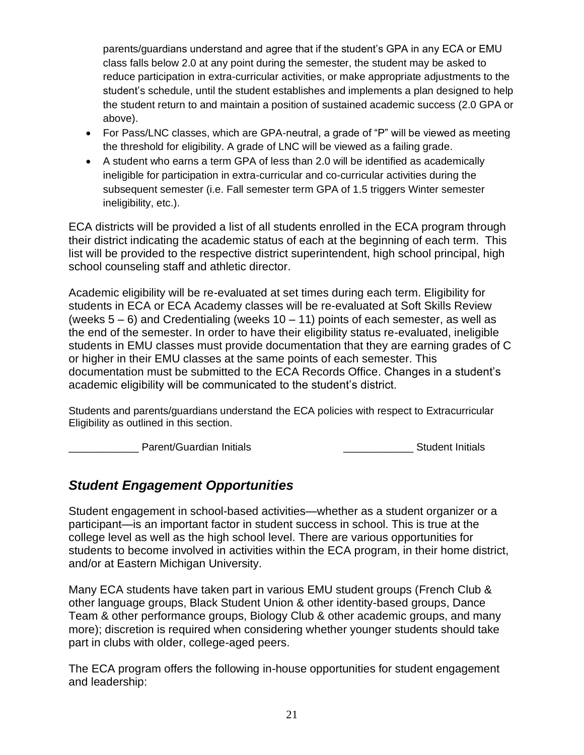parents/guardians understand and agree that if the student's GPA in any ECA or EMU class falls below 2.0 at any point during the semester, the student may be asked to reduce participation in extra-curricular activities, or make appropriate adjustments to the student's schedule, until the student establishes and implements a plan designed to help the student return to and maintain a position of sustained academic success (2.0 GPA or above).

- For Pass/LNC classes, which are GPA-neutral, a grade of "P" will be viewed as meeting the threshold for eligibility. A grade of LNC will be viewed as a failing grade.
- A student who earns a term GPA of less than 2.0 will be identified as academically ineligible for participation in extra-curricular and co-curricular activities during the subsequent semester (i.e. Fall semester term GPA of 1.5 triggers Winter semester ineligibility, etc.).

ECA districts will be provided a list of all students enrolled in the ECA program through their district indicating the academic status of each at the beginning of each term. This list will be provided to the respective district superintendent, high school principal, high school counseling staff and athletic director.

Academic eligibility will be re-evaluated at set times during each term. Eligibility for students in ECA or ECA Academy classes will be re-evaluated at Soft Skills Review (weeks 5 – 6) and Credentialing (weeks 10 – 11) points of each semester, as well as the end of the semester. In order to have their eligibility status re-evaluated, ineligible students in EMU classes must provide documentation that they are earning grades of C or higher in their EMU classes at the same points of each semester. This documentation must be submitted to the ECA Records Office. Changes in a student's academic eligibility will be communicated to the student's district.

Students and parents/guardians understand the ECA policies with respect to Extracurricular Eligibility as outlined in this section.

____________ Parent/Guardian Initials ____________ Student Initials

## *Student Engagement Opportunities*

Student engagement in school-based activities—whether as a student organizer or a participant—is an important factor in student success in school. This is true at the college level as well as the high school level. There are various opportunities for students to become involved in activities within the ECA program, in their home district, and/or at Eastern Michigan University.

Many ECA students have taken part in various EMU student groups (French Club & other language groups, Black Student Union & other identity-based groups, Dance Team & other performance groups, Biology Club & other academic groups, and many more); discretion is required when considering whether younger students should take part in clubs with older, college-aged peers.

The ECA program offers the following in-house opportunities for student engagement and leadership: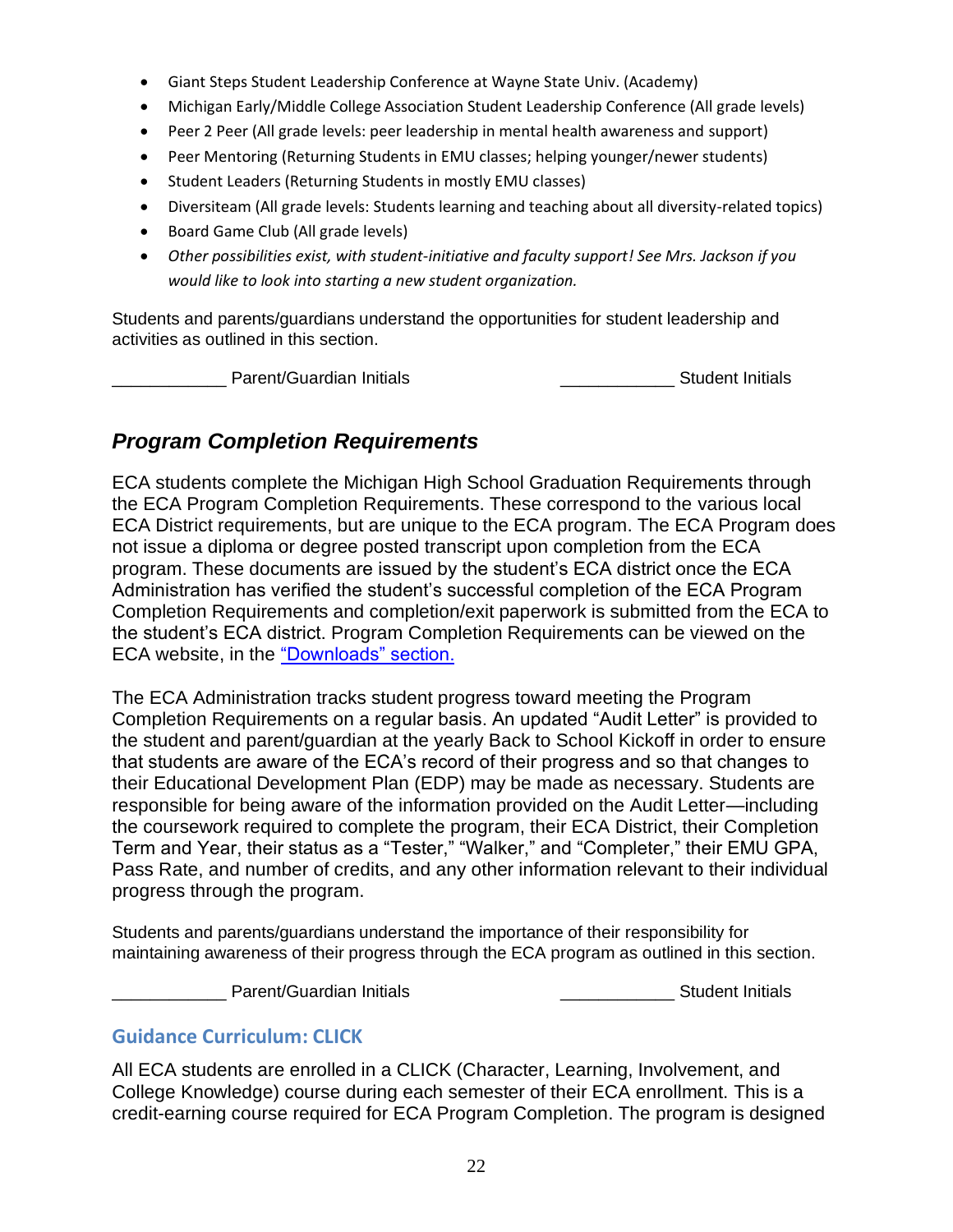- Giant Steps Student Leadership Conference at Wayne State Univ. (Academy)
- Michigan Early/Middle College Association Student Leadership Conference (All grade levels)
- Peer 2 Peer (All grade levels: peer leadership in mental health awareness and support)
- Peer Mentoring (Returning Students in EMU classes; helping younger/newer students)
- Student Leaders (Returning Students in mostly EMU classes)
- Diversiteam (All grade levels: Students learning and teaching about all diversity-related topics)
- Board Game Club (All grade levels)
- *Other possibilities exist, with student-initiative and faculty support! See Mrs. Jackson if you would like to look into starting a new student organization.*

Students and parents/guardians understand the opportunities for student leadership and activities as outlined in this section.

____________ Parent/Guardian Initials                    ____________ Student Initials

## *Program Completion Requirements*

ECA students complete the Michigan High School Graduation Requirements through the ECA Program Completion Requirements. These correspond to the various local ECA District requirements, but are unique to the ECA program. The ECA Program does not issue a diploma or degree posted transcript upon completion from the ECA program. These documents are issued by the student's ECA district once the ECA Administration has verified the student's successful completion of the ECA Program Completion Requirements and completion/exit paperwork is submitted from the ECA to the student's ECA district. Program Completion Requirements can be viewed on the ECA website, in the "Downloads" section.

The ECA Administration tracks student progress toward meeting the Program Completion Requirements on a regular basis. An updated "Audit Letter" is provided to the student and parent/guardian at the yearly Back to School Kickoff in order to ensure that students are aware of the ECA's record of their progress and so that changes to their Educational Development Plan (EDP) may be made as necessary. Students are responsible for being aware of the information provided on the Audit Letter—including the coursework required to complete the program, their ECA District, their Completion Term and Year, their status as a "Tester," "Walker," and "Completer," their EMU GPA, Pass Rate, and number of credits, and any other information relevant to their individual progress through the program.

Students and parents/guardians understand the importance of their responsibility for maintaining awareness of their progress through the ECA program as outlined in this section.

____________ Parent/Guardian Initials                    ____________ Student Initials

### Guidance Curriculum: CLICK

All ECA students are enrolled in a CLICK (Character, Learning, Involvement, and College Knowledge) course during each semester of their ECA enrollment. This is a credit-earning course required for ECA Program Completion. The program is designed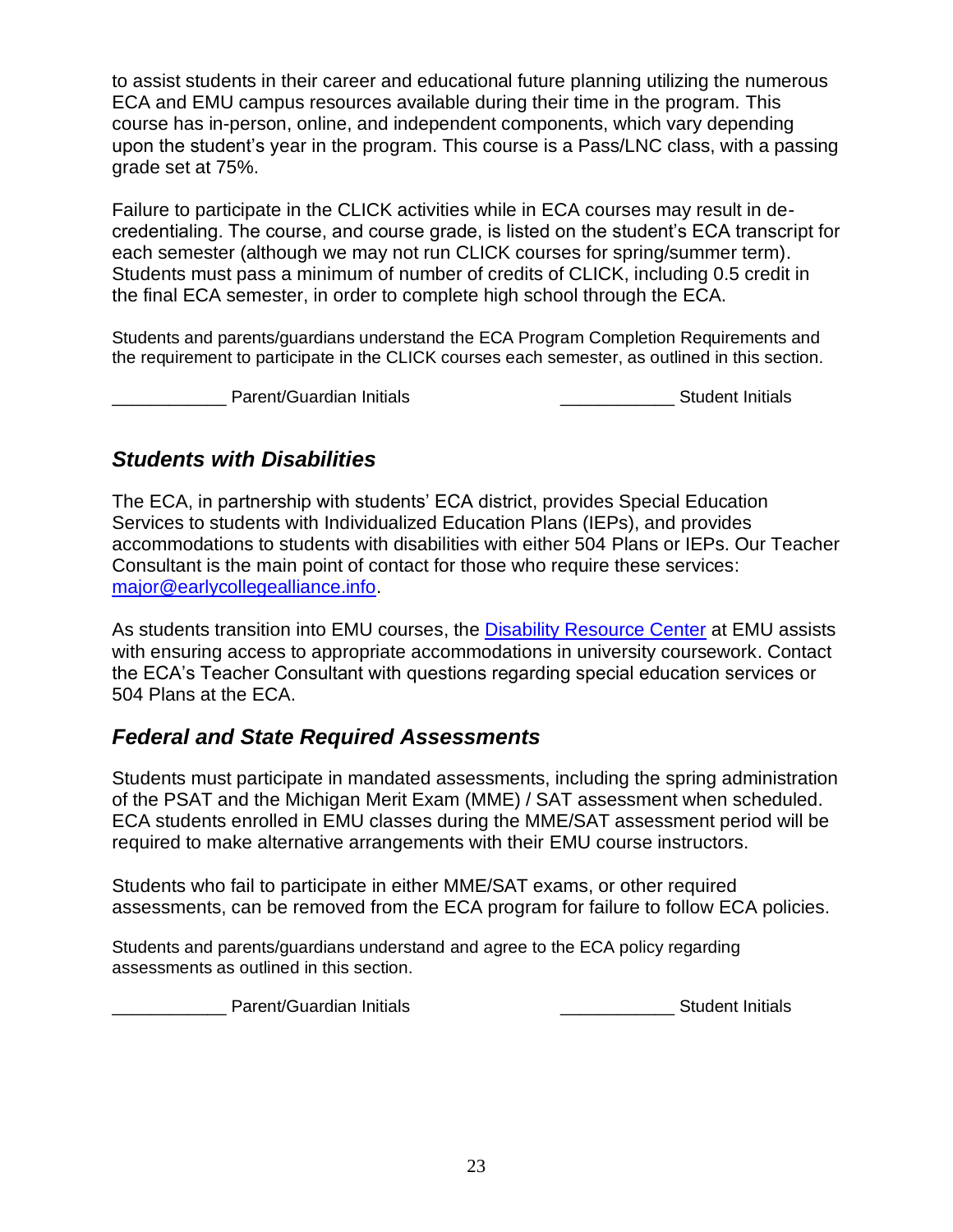to assist students in their career and educational future planning utilizing the numerous ECA and EMU campus resources available during their time in the program. This course has in-person, online, and independent components, which vary depending upon the student's year in the program. This course is a Pass/LNC class, with a passing grade set at 75%.

Failure to participate in the CLICK activities while in ECA courses may result in de-credentialing. The course, and course grade, is listed on the student's ECA transcript for each semester (although we may not run CLICK courses for spring/summer term). Students must pass a minimum of number of credits of CLICK, including 0.5 credit in the final ECA semester, in order to complete high school through the ECA.

Students and parents/guardians understand the ECA Program Completion Requirements and the requirement to participate in the CLICK courses each semester, as outlined in this section.

____________ Parent/Guardian Initials ____________ Student Initials

## *Students with Disabilities*

The ECA, in partnership with students' ECA district, provides Special Education Services to students with Individualized Education Plans (IEPs), and provides accommodations to students with disabilities with either 504 Plans or IEPs. Our Teacher Consultant is the main point of contact for those who require these services: major@earlycollegealliance.info.

As students transition into EMU courses, the Disability Resource Center at EMU assists with ensuring access to appropriate accommodations in university coursework. Contact the ECA's Teacher Consultant with questions regarding special education services or 504 Plans at the ECA.

## *Federal and State Required Assessments*

Students must participate in mandated assessments, including the spring administration of the PSAT and the Michigan Merit Exam (MME) / SAT assessment when scheduled. ECA students enrolled in EMU classes during the MME/SAT assessment period will be required to make alternative arrangements with their EMU course instructors.

Students who fail to participate in either MME/SAT exams, or other required assessments, can be removed from the ECA program for failure to follow ECA policies.

Students and parents/guardians understand and agree to the ECA policy regarding assessments as outlined in this section.

____________ Parent/Guardian Initials ____________ Student Initials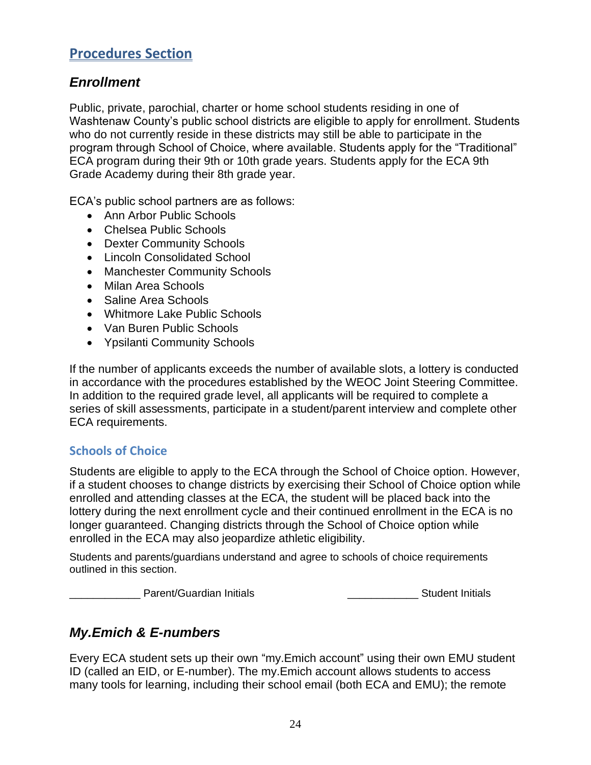## Procedures Section

### *Enrollment*

Public, private, parochial, charter or home school students residing in one of Washtenaw County's public school districts are eligible to apply for enrollment. Students who do not currently reside in these districts may still be able to participate in the program through School of Choice, where available. Students apply for the "Traditional" ECA program during their 9th or 10th grade years. Students apply for the ECA 9th Grade Academy during their 8th grade year.

ECA's public school partners are as follows:

- Ann Arbor Public Schools
- Chelsea Public Schools
- Dexter Community Schools
- Lincoln Consolidated School
- Manchester Community Schools
- Milan Area Schools
- Saline Area Schools
- Whitmore Lake Public Schools
- Van Buren Public Schools
- Ypsilanti Community Schools

If the number of applicants exceeds the number of available slots, a lottery is conducted in accordance with the procedures established by the WEOC Joint Steering Committee. In addition to the required grade level, all applicants will be required to complete a series of skill assessments, participate in a student/parent interview and complete other ECA requirements.

#### Schools of Choice

Students are eligible to apply to the ECA through the School of Choice option. However, if a student chooses to change districts by exercising their School of Choice option while enrolled and attending classes at the ECA, the student will be placed back into the lottery during the next enrollment cycle and their continued enrollment in the ECA is no longer guaranteed. Changing districts through the School of Choice option while enrolled in the ECA may also jeopardize athletic eligibility.

Students and parents/guardians understand and agree to schools of choice requirements outlined in this section.

____________ Parent/Guardian Initials ____________ Student Initials

### *My.Emich & E-numbers*

Every ECA student sets up their own "my.Emich account" using their own EMU student ID (called an EID, or E-number). The my.Emich account allows students to access many tools for learning, including their school email (both ECA and EMU); the remote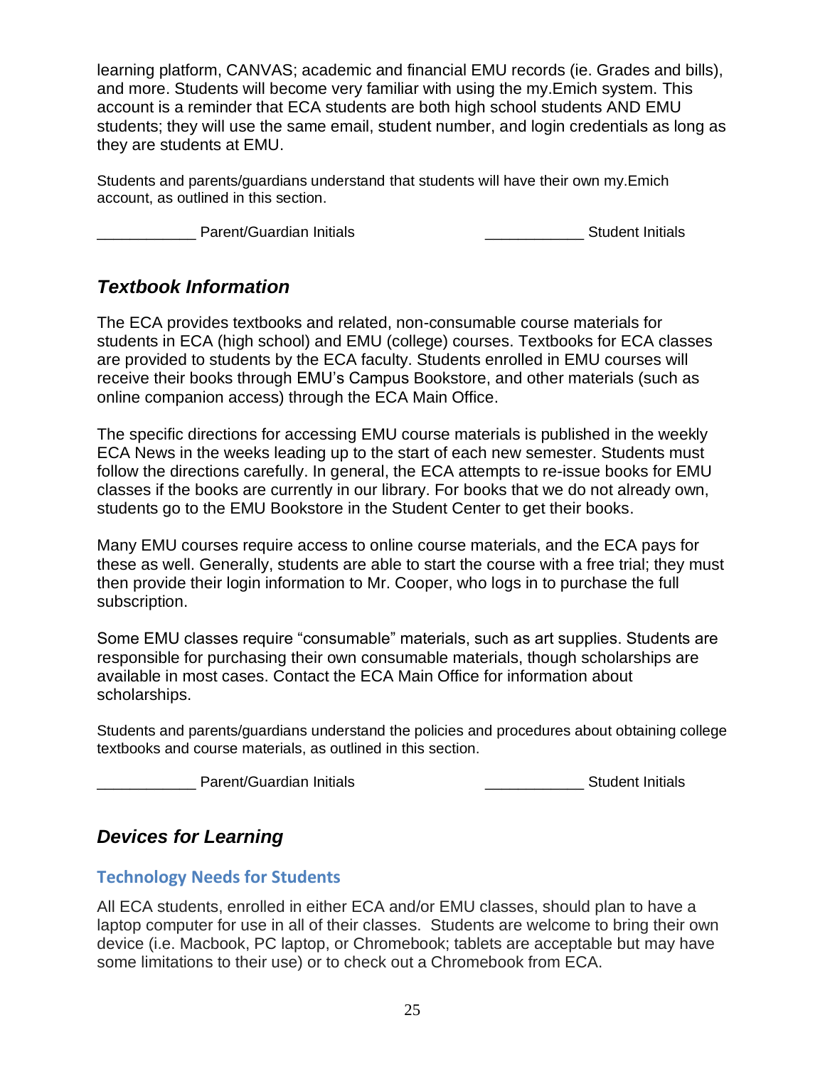learning platform, CANVAS; academic and financial EMU records (ie. Grades and bills), and more. Students will become very familiar with using the my.Emich system. This account is a reminder that ECA students are both high school students AND EMU students; they will use the same email, student number, and login credentials as long as they are students at EMU.

Students and parents/guardians understand that students will have their own my.Emich account, as outlined in this section.

____________ Parent/Guardian Initials ____________ Student Initials

## *Textbook Information*

The ECA provides textbooks and related, non-consumable course materials for students in ECA (high school) and EMU (college) courses. Textbooks for ECA classes are provided to students by the ECA faculty. Students enrolled in EMU courses will receive their books through EMU's Campus Bookstore, and other materials (such as online companion access) through the ECA Main Office.

The specific directions for accessing EMU course materials is published in the weekly ECA News in the weeks leading up to the start of each new semester. Students must follow the directions carefully. In general, the ECA attempts to re-issue books for EMU classes if the books are currently in our library. For books that we do not already own, students go to the EMU Bookstore in the Student Center to get their books.

Many EMU courses require access to online course materials, and the ECA pays for these as well. Generally, students are able to start the course with a free trial; they must then provide their login information to Mr. Cooper, who logs in to purchase the full subscription.

Some EMU classes require "consumable" materials, such as art supplies. Students are responsible for purchasing their own consumable materials, though scholarships are available in most cases. Contact the ECA Main Office for information about scholarships.

Students and parents/guardians understand the policies and procedures about obtaining college textbooks and course materials, as outlined in this section.

____________ Parent/Guardian Initials ____________ Student Initials

## *Devices for Learning*

### Technology Needs for Students

All ECA students, enrolled in either ECA and/or EMU classes, should plan to have a laptop computer for use in all of their classes. Students are welcome to bring their own device (i.e. Macbook, PC laptop, or Chromebook; tablets are acceptable but may have some limitations to their use) or to check out a Chromebook from ECA.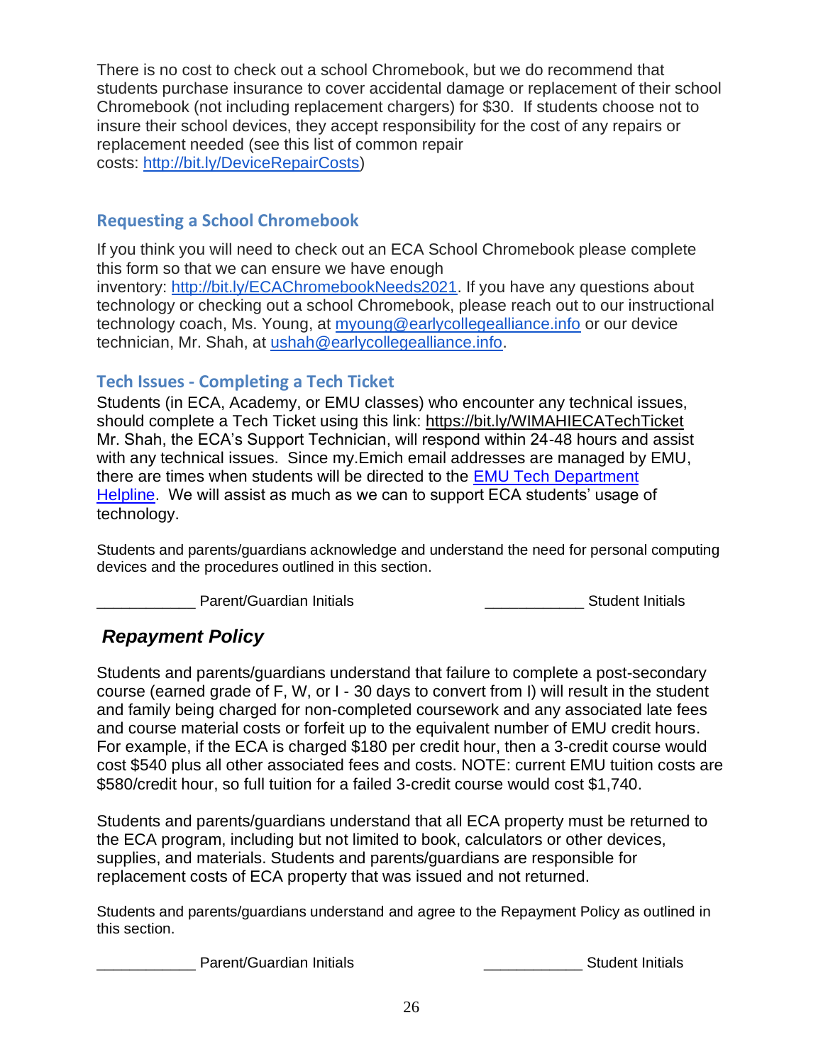There is no cost to check out a school Chromebook, but we do recommend that students purchase insurance to cover accidental damage or replacement of their school Chromebook (not including replacement chargers) for $30. If students choose not to insure their school devices, they accept responsibility for the cost of any repairs or replacement needed (see this list of common repair costs: [http://bit.ly/DeviceRepairCosts](http://bit.ly/DeviceRepairCosts))

### Requesting a School Chromebook

If you think you will need to check out an ECA School Chromebook please complete this form so that we can ensure we have enough inventory: [http://bit.ly/ECAChromebookNeeds2021](http://bit.ly/ECAChromebookNeeds2021). If you have any questions about technology or checking out a school Chromebook, please reach out to our instructional technology coach, Ms. Young, at [myoung@earlycollegealliance.info](mailto:myoung@earlycollegealliance.info) or our device technician, Mr. Shah, at [ushah@earlycollegealliance.info](mailto:ushah@earlycollegealliance.info).

### Tech Issues - Completing a Tech Ticket

Students (in ECA, Academy, or EMU classes) who encounter any technical issues, should complete a Tech Ticket using this link: https://bit.ly/WIMAHIECATechTicket Mr. Shah, the ECA's Support Technician, will respond within 24-48 hours and assist with any technical issues. Since my.Emich email addresses are managed by EMU, there are times when students will be directed to the EMU Tech Department Helpline. We will assist as much as we can to support ECA students' usage of technology.

Students and parents/guardians acknowledge and understand the need for personal computing devices and the procedures outlined in this section.

____________ Parent/Guardian Initials ____________ Student Initials

## *Repayment Policy*

Students and parents/guardians understand that failure to complete a post-secondary course (earned grade of F, W, or I - 30 days to convert from I) will result in the student and family being charged for non-completed coursework and any associated late fees and course material costs or forfeit up to the equivalent number of EMU credit hours. For example, if the ECA is charged $180 per credit hour, then a 3-credit course would cost $540 plus all other associated fees and costs. NOTE: current EMU tuition costs are $580/credit hour, so full tuition for a failed 3-credit course would cost $1,740.

Students and parents/guardians understand that all ECA property must be returned to the ECA program, including but not limited to book, calculators or other devices, supplies, and materials. Students and parents/guardians are responsible for replacement costs of ECA property that was issued and not returned.

Students and parents/guardians understand and agree to the Repayment Policy as outlined in this section.

____________ Parent/Guardian Initials ____________ Student Initials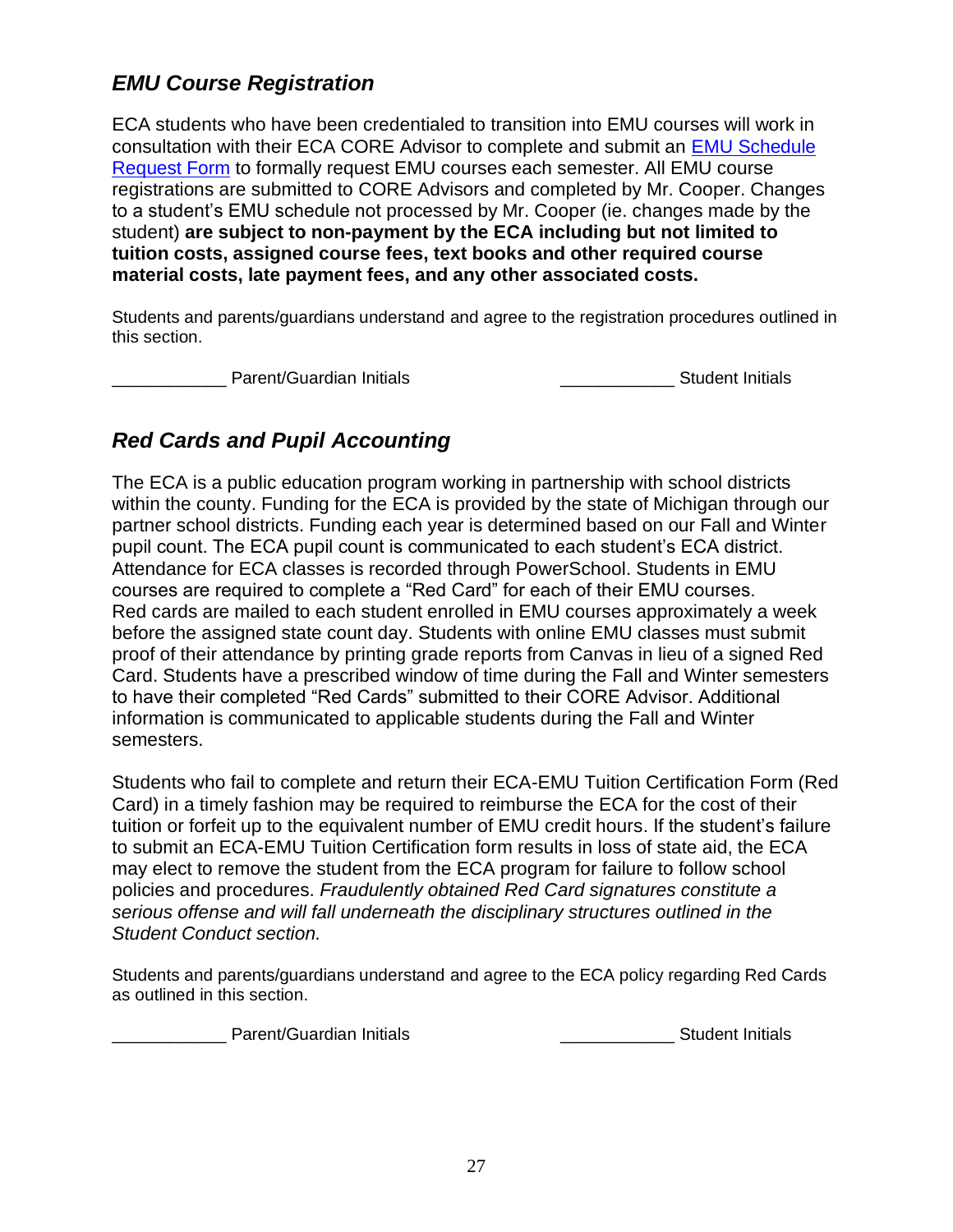## *EMU Course Registration*

ECA students who have been credentialed to transition into EMU courses will work in consultation with their ECA CORE Advisor to complete and submit an [EMU Schedule Request Form]() to formally request EMU courses each semester. All EMU course registrations are submitted to CORE Advisors and completed by Mr. Cooper. Changes to a student's EMU schedule not processed by Mr. Cooper (ie. changes made by the student) **are subject to non-payment by the ECA including but not limited to tuition costs, assigned course fees, text books and other required course material costs, late payment fees, and any other associated costs.**

Students and parents/guardians understand and agree to the registration procedures outlined in this section.

____________ Parent/Guardian Initials ____________ Student Initials

## *Red Cards and Pupil Accounting*

The ECA is a public education program working in partnership with school districts within the county. Funding for the ECA is provided by the state of Michigan through our partner school districts. Funding each year is determined based on our Fall and Winter pupil count. The ECA pupil count is communicated to each student's ECA district. Attendance for ECA classes is recorded through PowerSchool. Students in EMU courses are required to complete a "Red Card" for each of their EMU courses. Red cards are mailed to each student enrolled in EMU courses approximately a week before the assigned state count day. Students with online EMU classes must submit proof of their attendance by printing grade reports from Canvas in lieu of a signed Red Card. Students have a prescribed window of time during the Fall and Winter semesters to have their completed "Red Cards" submitted to their CORE Advisor. Additional information is communicated to applicable students during the Fall and Winter semesters.

Students who fail to complete and return their ECA-EMU Tuition Certification Form (Red Card) in a timely fashion may be required to reimburse the ECA for the cost of their tuition or forfeit up to the equivalent number of EMU credit hours. If the student's failure to submit an ECA-EMU Tuition Certification form results in loss of state aid, the ECA may elect to remove the student from the ECA program for failure to follow school policies and procedures. *Fraudulently obtained Red Card signatures constitute a serious offense and will fall underneath the disciplinary structures outlined in the Student Conduct section.*

Students and parents/guardians understand and agree to the ECA policy regarding Red Cards as outlined in this section.

____________ Parent/Guardian Initials ____________ Student Initials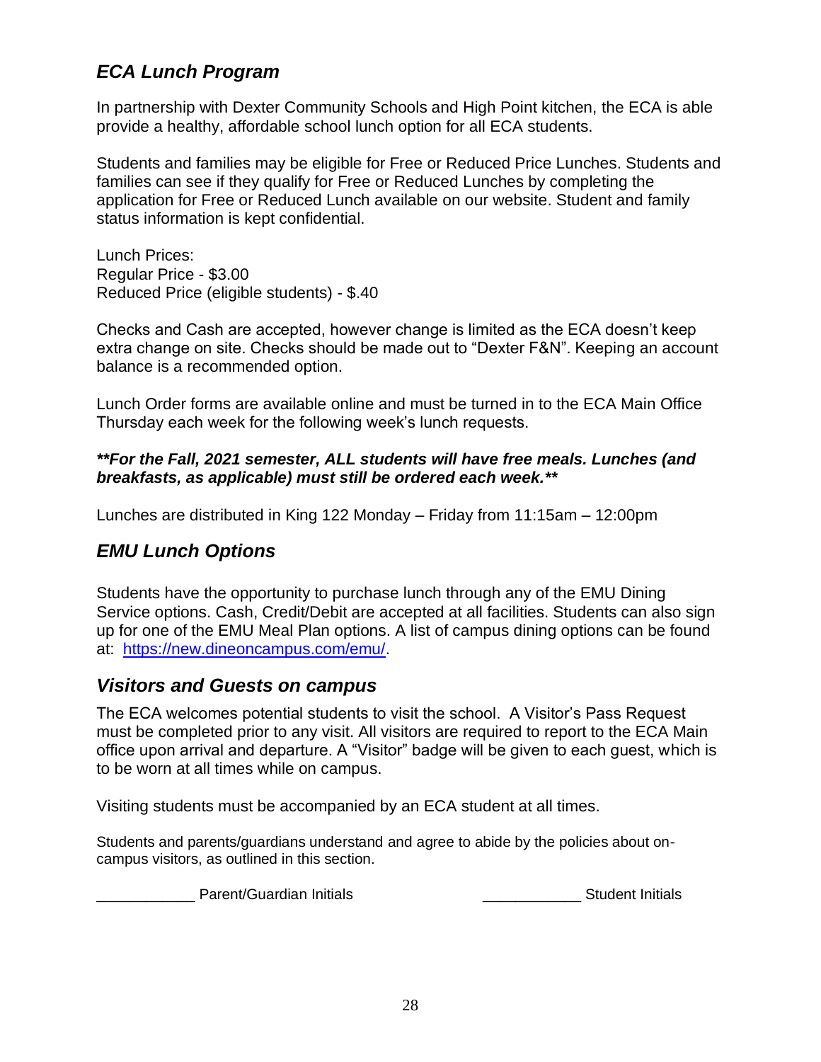## *ECA Lunch Program*

In partnership with Dexter Community Schools and High Point kitchen, the ECA is able provide a healthy, affordable school lunch option for all ECA students.

Students and families may be eligible for Free or Reduced Price Lunches. Students and families can see if they qualify for Free or Reduced Lunches by completing the application for Free or Reduced Lunch available on our website. Student and family status information is kept confidential.

Lunch Prices:
Regular Price - $3.00
Reduced Price (eligible students) - $.40

Checks and Cash are accepted, however change is limited as the ECA doesn't keep extra change on site. Checks should be made out to "Dexter F&N". Keeping an account balance is a recommended option.

Lunch Order forms are available online and must be turned in to the ECA Main Office Thursday each week for the following week's lunch requests.

***\*\*For the Fall, 2021 semester, ALL students will have free meals. Lunches (and breakfasts, as applicable) must still be ordered each week.\*\****

Lunches are distributed in King 122 Monday – Friday from 11:15am – 12:00pm

## *EMU Lunch Options*

Students have the opportunity to purchase lunch through any of the EMU Dining Service options. Cash, Credit/Debit are accepted at all facilities. Students can also sign up for one of the EMU Meal Plan options. A list of campus dining options can be found at: [https://new.dineoncampus.com/emu/](https://new.dineoncampus.com/emu/).

## *Visitors and Guests on campus*

The ECA welcomes potential students to visit the school. A Visitor's Pass Request must be completed prior to any visit. All visitors are required to report to the ECA Main office upon arrival and departure. A "Visitor" badge will be given to each guest, which is to be worn at all times while on campus.

Visiting students must be accompanied by an ECA student at all times.

Students and parents/guardians understand and agree to abide by the policies about on-campus visitors, as outlined in this section.

____________ Parent/Guardian Initials ____________ Student Initials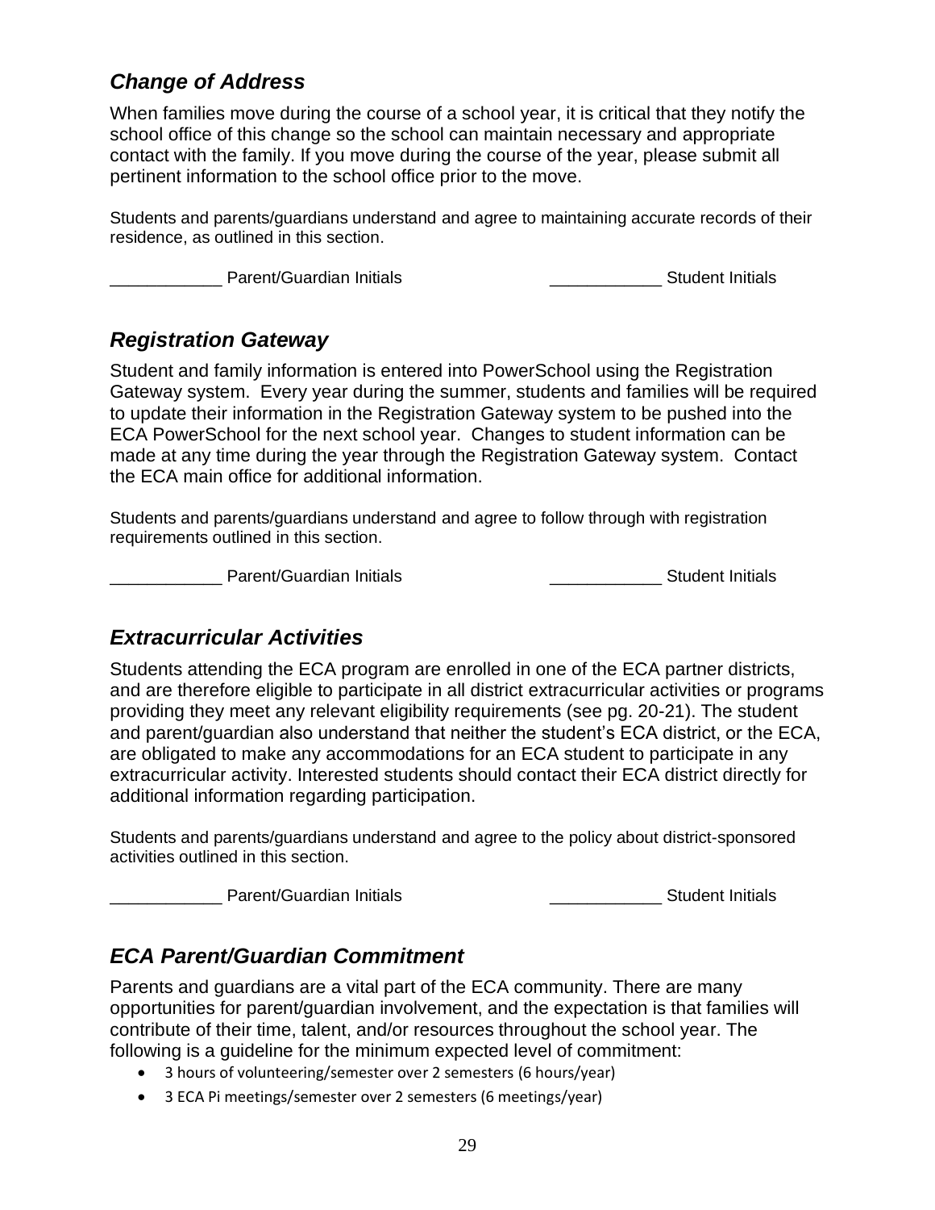## *Change of Address*

When families move during the course of a school year, it is critical that they notify the school office of this change so the school can maintain necessary and appropriate contact with the family. If you move during the course of the year, please submit all pertinent information to the school office prior to the move.

Students and parents/guardians understand and agree to maintaining accurate records of their residence, as outlined in this section.

____________ Parent/Guardian Initials ____________ Student Initials

## *Registration Gateway*

Student and family information is entered into PowerSchool using the Registration Gateway system. Every year during the summer, students and families will be required to update their information in the Registration Gateway system to be pushed into the ECA PowerSchool for the next school year. Changes to student information can be made at any time during the year through the Registration Gateway system. Contact the ECA main office for additional information.

Students and parents/guardians understand and agree to follow through with registration requirements outlined in this section.

____________ Parent/Guardian Initials ____________ Student Initials

## *Extracurricular Activities*

Students attending the ECA program are enrolled in one of the ECA partner districts, and are therefore eligible to participate in all district extracurricular activities or programs providing they meet any relevant eligibility requirements (see pg. 20-21). The student and parent/guardian also understand that neither the student's ECA district, or the ECA, are obligated to make any accommodations for an ECA student to participate in any extracurricular activity. Interested students should contact their ECA district directly for additional information regarding participation.

Students and parents/guardians understand and agree to the policy about district-sponsored activities outlined in this section.

____________ Parent/Guardian Initials ____________ Student Initials

## *ECA Parent/Guardian Commitment*

Parents and guardians are a vital part of the ECA community. There are many opportunities for parent/guardian involvement, and the expectation is that families will contribute of their time, talent, and/or resources throughout the school year. The following is a guideline for the minimum expected level of commitment:

- 3 hours of volunteering/semester over 2 semesters (6 hours/year)
- 3 ECA Pi meetings/semester over 2 semesters (6 meetings/year)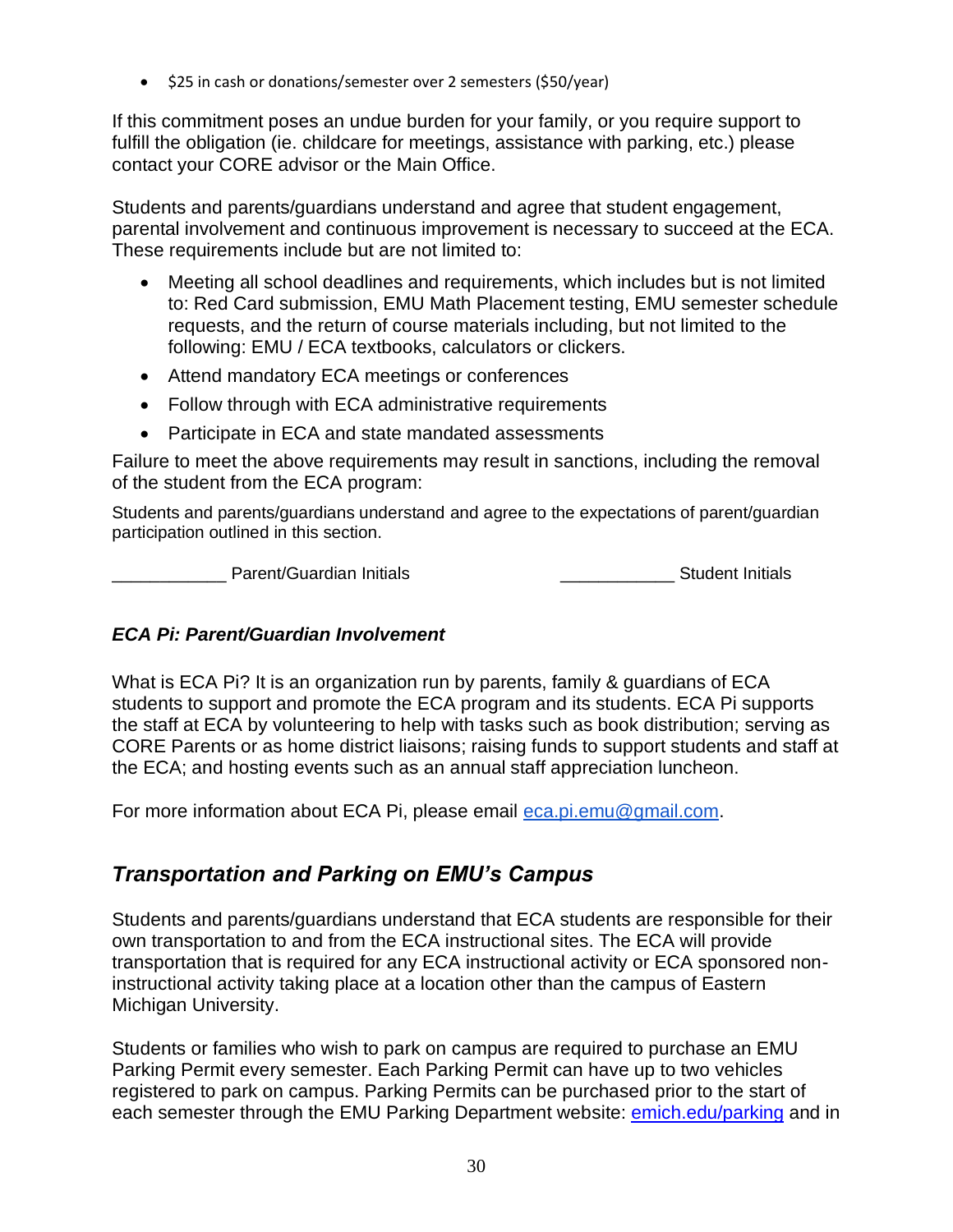- $25 in cash or donations/semester over 2 semesters ($50/year)

If this commitment poses an undue burden for your family, or you require support to fulfill the obligation (ie. childcare for meetings, assistance with parking, etc.) please contact your CORE advisor or the Main Office.

Students and parents/guardians understand and agree that student engagement, parental involvement and continuous improvement is necessary to succeed at the ECA. These requirements include but are not limited to:

- Meeting all school deadlines and requirements, which includes but is not limited to: Red Card submission, EMU Math Placement testing, EMU semester schedule requests, and the return of course materials including, but not limited to the following: EMU / ECA textbooks, calculators or clickers.
- Attend mandatory ECA meetings or conferences
- Follow through with ECA administrative requirements
- Participate in ECA and state mandated assessments

Failure to meet the above requirements may result in sanctions, including the removal of the student from the ECA program:

Students and parents/guardians understand and agree to the expectations of parent/guardian participation outlined in this section.

____________ Parent/Guardian Initials ____________ Student Initials

### *ECA Pi: Parent/Guardian Involvement*

What is ECA Pi? It is an organization run by parents, family & guardians of ECA students to support and promote the ECA program and its students. ECA Pi supports the staff at ECA by volunteering to help with tasks such as book distribution; serving as CORE Parents or as home district liaisons; raising funds to support students and staff at the ECA; and hosting events such as an annual staff appreciation luncheon.

For more information about ECA Pi, please email eca.pi.emu@gmail.com.

## *Transportation and Parking on EMU's Campus*

Students and parents/guardians understand that ECA students are responsible for their own transportation to and from the ECA instructional sites. The ECA will provide transportation that is required for any ECA instructional activity or ECA sponsored non-instructional activity taking place at a location other than the campus of Eastern Michigan University.

Students or families who wish to park on campus are required to purchase an EMU Parking Permit every semester. Each Parking Permit can have up to two vehicles registered to park on campus. Parking Permits can be purchased prior to the start of each semester through the EMU Parking Department website: emich.edu/parking and in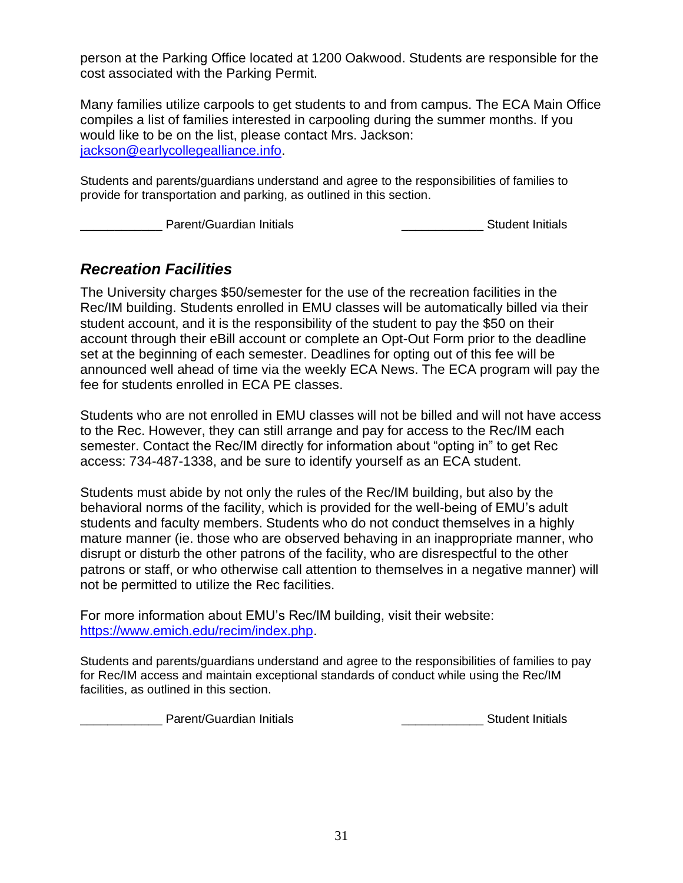person at the Parking Office located at 1200 Oakwood. Students are responsible for the cost associated with the Parking Permit.

Many families utilize carpools to get students to and from campus. The ECA Main Office compiles a list of families interested in carpooling during the summer months. If you would like to be on the list, please contact Mrs. Jackson: [jackson@earlycollegealliance.info](mailto:jackson@earlycollegealliance.info).

Students and parents/guardians understand and agree to the responsibilities of families to provide for transportation and parking, as outlined in this section.

____________ Parent/Guardian Initials ____________ Student Initials

## *Recreation Facilities*

The University charges $50/semester for the use of the recreation facilities in the Rec/IM building. Students enrolled in EMU classes will be automatically billed via their student account, and it is the responsibility of the student to pay the $50 on their account through their eBill account or complete an Opt-Out Form prior to the deadline set at the beginning of each semester. Deadlines for opting out of this fee will be announced well ahead of time via the weekly ECA News. The ECA program will pay the fee for students enrolled in ECA PE classes.

Students who are not enrolled in EMU classes will not be billed and will not have access to the Rec. However, they can still arrange and pay for access to the Rec/IM each semester. Contact the Rec/IM directly for information about "opting in" to get Rec access: 734-487-1338, and be sure to identify yourself as an ECA student.

Students must abide by not only the rules of the Rec/IM building, but also by the behavioral norms of the facility, which is provided for the well-being of EMU's adult students and faculty members. Students who do not conduct themselves in a highly mature manner (ie. those who are observed behaving in an inappropriate manner, who disrupt or disturb the other patrons of the facility, who are disrespectful to the other patrons or staff, or who otherwise call attention to themselves in a negative manner) will not be permitted to utilize the Rec facilities.

For more information about EMU's Rec/IM building, visit their website: [https://www.emich.edu/recim/index.php](https://www.emich.edu/recim/index.php).

Students and parents/guardians understand and agree to the responsibilities of families to pay for Rec/IM access and maintain exceptional standards of conduct while using the Rec/IM facilities, as outlined in this section.

____________ Parent/Guardian Initials ____________ Student Initials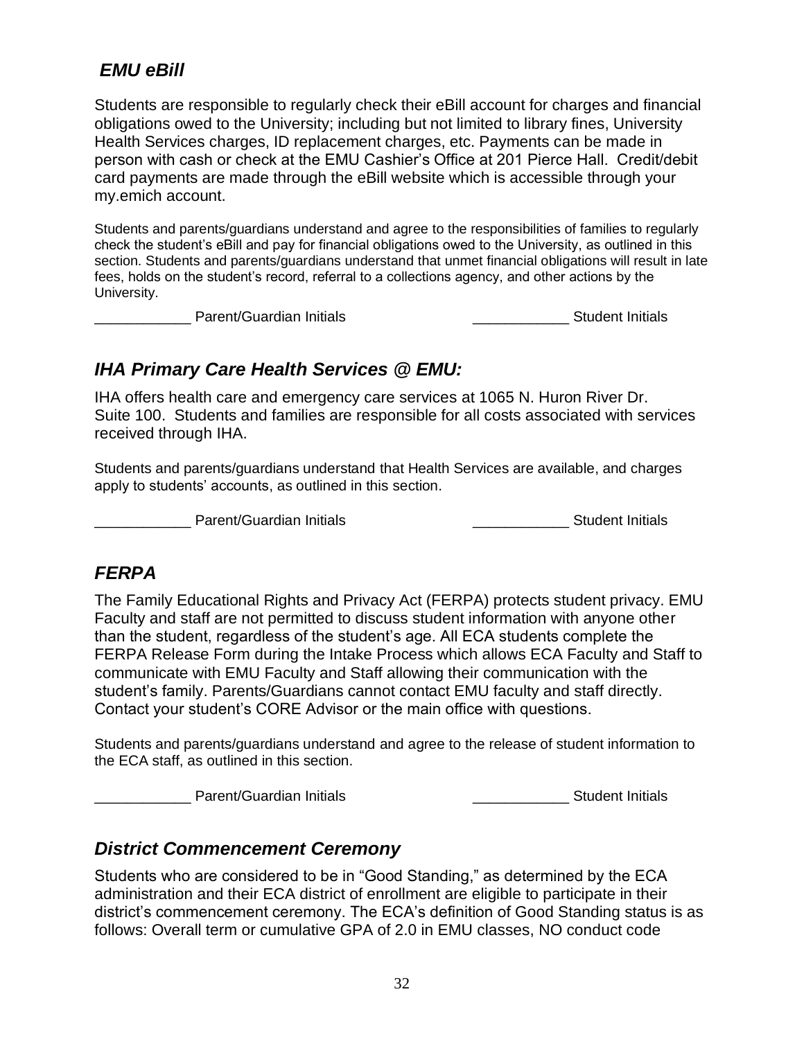## *EMU eBill*

Students are responsible to regularly check their eBill account for charges and financial obligations owed to the University; including but not limited to library fines, University Health Services charges, ID replacement charges, etc. Payments can be made in person with cash or check at the EMU Cashier's Office at 201 Pierce Hall. Credit/debit card payments are made through the eBill website which is accessible through your my.emich account.

Students and parents/guardians understand and agree to the responsibilities of families to regularly check the student's eBill and pay for financial obligations owed to the University, as outlined in this section. Students and parents/guardians understand that unmet financial obligations will result in late fees, holds on the student's record, referral to a collections agency, and other actions by the University.

____________ Parent/Guardian Initials ____________ Student Initials

## *IHA Primary Care Health Services @ EMU:*

IHA offers health care and emergency care services at 1065 N. Huron River Dr. Suite 100. Students and families are responsible for all costs associated with services received through IHA.

Students and parents/guardians understand that Health Services are available, and charges apply to students' accounts, as outlined in this section.

____________ Parent/Guardian Initials ____________ Student Initials

## *FERPA*

The Family Educational Rights and Privacy Act (FERPA) protects student privacy. EMU Faculty and staff are not permitted to discuss student information with anyone other than the student, regardless of the student's age. All ECA students complete the FERPA Release Form during the Intake Process which allows ECA Faculty and Staff to communicate with EMU Faculty and Staff allowing their communication with the student's family. Parents/Guardians cannot contact EMU faculty and staff directly. Contact your student's CORE Advisor or the main office with questions.

Students and parents/guardians understand and agree to the release of student information to the ECA staff, as outlined in this section.

____________ Parent/Guardian Initials ____________ Student Initials

## *District Commencement Ceremony*

Students who are considered to be in "Good Standing," as determined by the ECA administration and their ECA district of enrollment are eligible to participate in their district's commencement ceremony. The ECA's definition of Good Standing status is as follows: Overall term or cumulative GPA of 2.0 in EMU classes, NO conduct code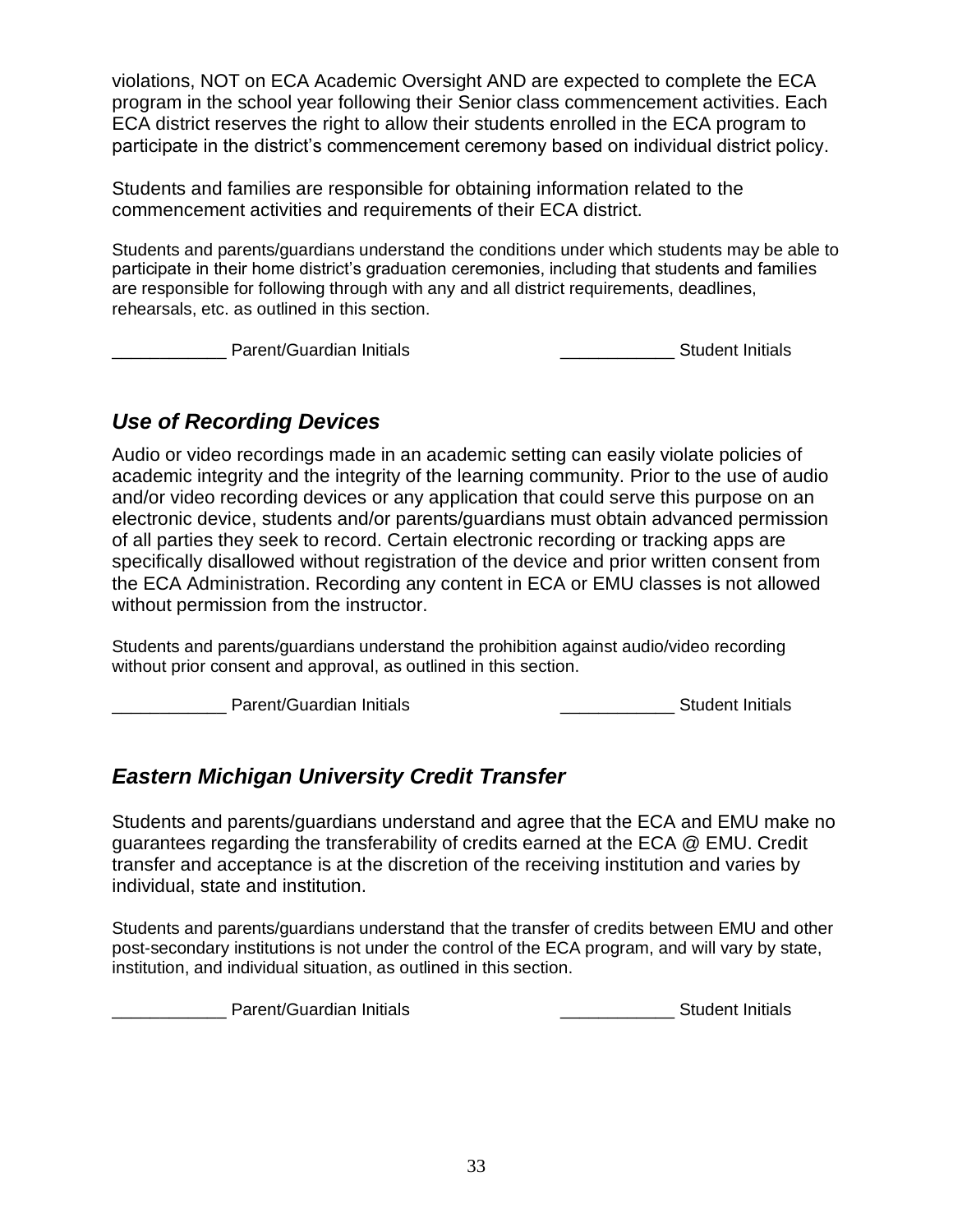violations, NOT on ECA Academic Oversight AND are expected to complete the ECA program in the school year following their Senior class commencement activities. Each ECA district reserves the right to allow their students enrolled in the ECA program to participate in the district's commencement ceremony based on individual district policy.

Students and families are responsible for obtaining information related to the commencement activities and requirements of their ECA district.

Students and parents/guardians understand the conditions under which students may be able to participate in their home district's graduation ceremonies, including that students and families are responsible for following through with any and all district requirements, deadlines, rehearsals, etc. as outlined in this section.

____________ Parent/Guardian Initials ____________ Student Initials

## *Use of Recording Devices*

Audio or video recordings made in an academic setting can easily violate policies of academic integrity and the integrity of the learning community. Prior to the use of audio and/or video recording devices or any application that could serve this purpose on an electronic device, students and/or parents/guardians must obtain advanced permission of all parties they seek to record. Certain electronic recording or tracking apps are specifically disallowed without registration of the device and prior written consent from the ECA Administration. Recording any content in ECA or EMU classes is not allowed without permission from the instructor.

Students and parents/guardians understand the prohibition against audio/video recording without prior consent and approval, as outlined in this section.

____________ Parent/Guardian Initials ____________ Student Initials

## *Eastern Michigan University Credit Transfer*

Students and parents/guardians understand and agree that the ECA and EMU make no guarantees regarding the transferability of credits earned at the ECA @ EMU. Credit transfer and acceptance is at the discretion of the receiving institution and varies by individual, state and institution.

Students and parents/guardians understand that the transfer of credits between EMU and other post-secondary institutions is not under the control of the ECA program, and will vary by state, institution, and individual situation, as outlined in this section.

____________ Parent/Guardian Initials ____________ Student Initials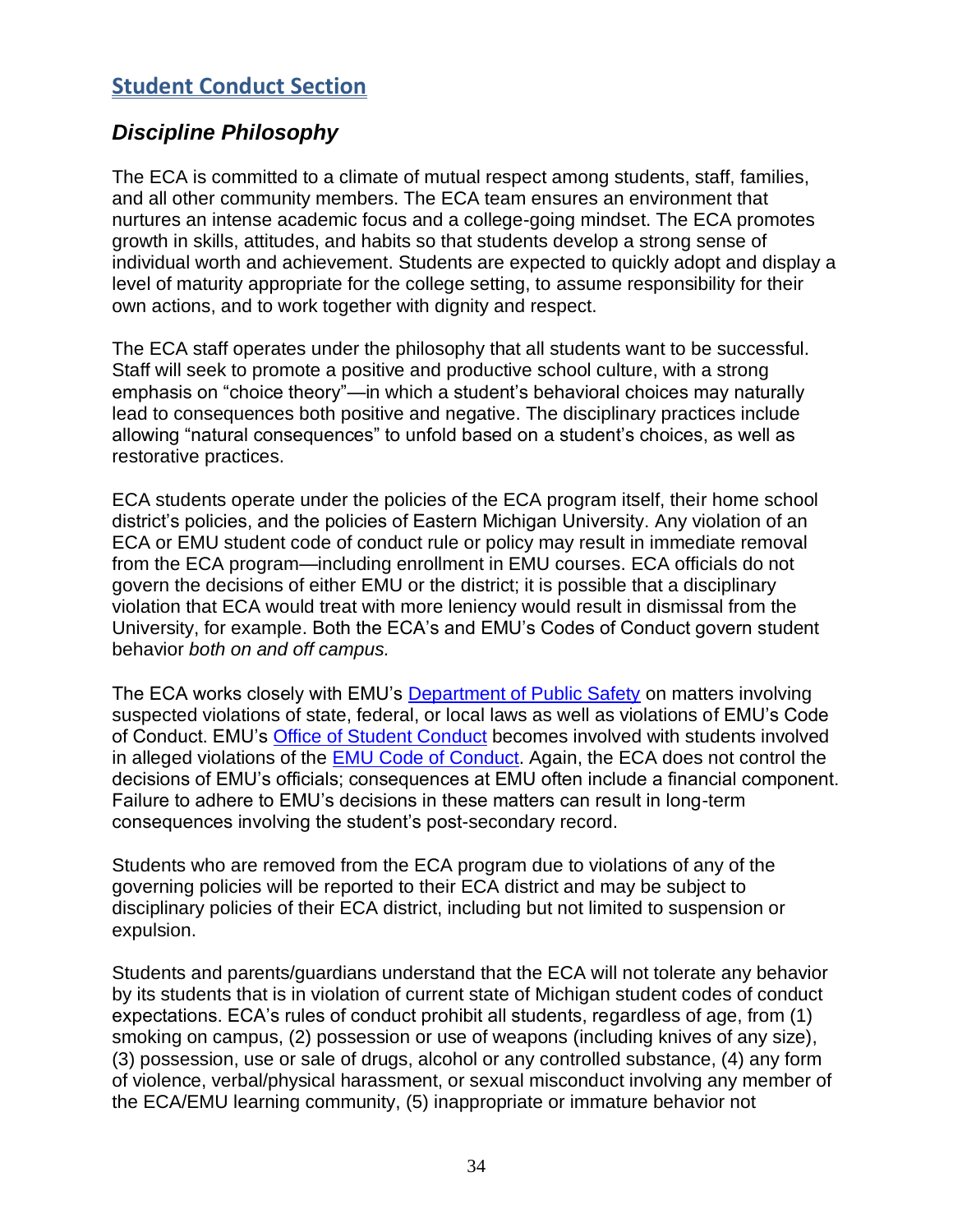## Student Conduct Section

### *Discipline Philosophy*

The ECA is committed to a climate of mutual respect among students, staff, families, and all other community members. The ECA team ensures an environment that nurtures an intense academic focus and a college-going mindset. The ECA promotes growth in skills, attitudes, and habits so that students develop a strong sense of individual worth and achievement. Students are expected to quickly adopt and display a level of maturity appropriate for the college setting, to assume responsibility for their own actions, and to work together with dignity and respect.

The ECA staff operates under the philosophy that all students want to be successful. Staff will seek to promote a positive and productive school culture, with a strong emphasis on "choice theory"—in which a student's behavioral choices may naturally lead to consequences both positive and negative. The disciplinary practices include allowing "natural consequences" to unfold based on a student's choices, as well as restorative practices.

ECA students operate under the policies of the ECA program itself, their home school district's policies, and the policies of Eastern Michigan University. Any violation of an ECA or EMU student code of conduct rule or policy may result in immediate removal from the ECA program—including enrollment in EMU courses. ECA officials do not govern the decisions of either EMU or the district; it is possible that a disciplinary violation that ECA would treat with more leniency would result in dismissal from the University, for example. Both the ECA's and EMU's Codes of Conduct govern student behavior *both on and off campus.*

The ECA works closely with EMU's [Department of Public Safety]() on matters involving suspected violations of state, federal, or local laws as well as violations of EMU's Code of Conduct. EMU's [Office of Student Conduct]() becomes involved with students involved in alleged violations of the [EMU Code of Conduct](). Again, the ECA does not control the decisions of EMU's officials; consequences at EMU often include a financial component. Failure to adhere to EMU's decisions in these matters can result in long-term consequences involving the student's post-secondary record.

Students who are removed from the ECA program due to violations of any of the governing policies will be reported to their ECA district and may be subject to disciplinary policies of their ECA district, including but not limited to suspension or expulsion.

Students and parents/guardians understand that the ECA will not tolerate any behavior by its students that is in violation of current state of Michigan student codes of conduct expectations. ECA's rules of conduct prohibit all students, regardless of age, from (1) smoking on campus, (2) possession or use of weapons (including knives of any size), (3) possession, use or sale of drugs, alcohol or any controlled substance, (4) any form of violence, verbal/physical harassment, or sexual misconduct involving any member of the ECA/EMU learning community, (5) inappropriate or immature behavior not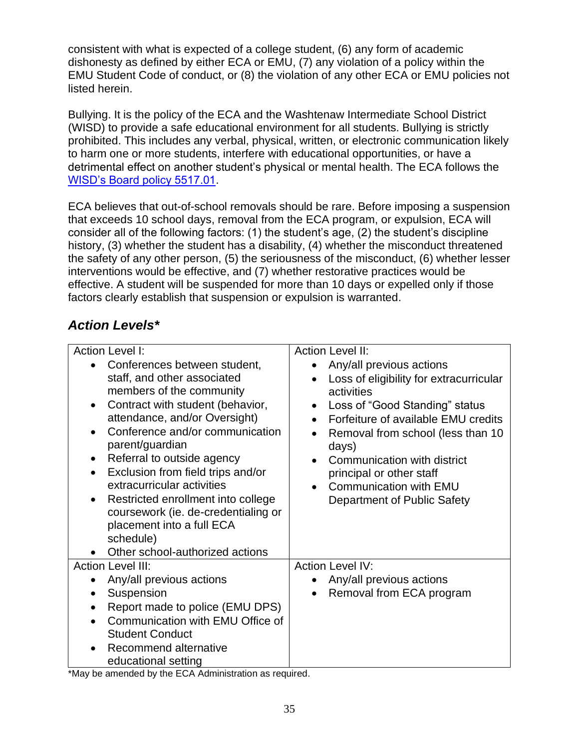consistent with what is expected of a college student, (6) any form of academic dishonesty as defined by either ECA or EMU, (7) any violation of a policy within the EMU Student Code of conduct, or (8) the violation of any other ECA or EMU policies not listed herein.

Bullying. It is the policy of the ECA and the Washtenaw Intermediate School District (WISD) to provide a safe educational environment for all students. Bullying is strictly prohibited. This includes any verbal, physical, written, or electronic communication likely to harm one or more students, interfere with educational opportunities, or have a detrimental effect on another student's physical or mental health. The ECA follows the WISD's Board policy 5517.01.

ECA believes that out-of-school removals should be rare. Before imposing a suspension that exceeds 10 school days, removal from the ECA program, or expulsion, ECA will consider all of the following factors: (1) the student's age, (2) the student's discipline history, (3) whether the student has a disability, (4) whether the misconduct threatened the safety of any other person, (5) the seriousness of the misconduct, (6) whether lesser interventions would be effective, and (7) whether restorative practices would be effective. A student will be suspended for more than 10 days or expelled only if those factors clearly establish that suspension or expulsion is warranted.

## *Action Levels**

| Action Level I: | Action Level II: |
|---|---|
| • Conferences between student, staff, and other associated members of the community<br>• Contract with student (behavior, attendance, and/or Oversight)<br>• Conference and/or communication parent/guardian<br>• Referral to outside agency<br>• Exclusion from field trips and/or extracurricular activities<br>• Restricted enrollment into college coursework (ie. de-credentialing or placement into a full ECA schedule)<br>• Other school-authorized actions | • Any/all previous actions<br>• Loss of eligibility for extracurricular activities<br>• Loss of "Good Standing" status<br>• Forfeiture of available EMU credits<br>• Removal from school (less than 10 days)<br>• Communication with district principal or other staff<br>• Communication with EMU Department of Public Safety |
| **Action Level III:** | **Action Level IV:** |
| • Any/all previous actions<br>• Suspension<br>• Report made to police (EMU DPS)<br>• Communication with EMU Office of Student Conduct<br>• Recommend alternative educational setting | • Any/all previous actions<br>• Removal from ECA program |

*May be amended by the ECA Administration as required.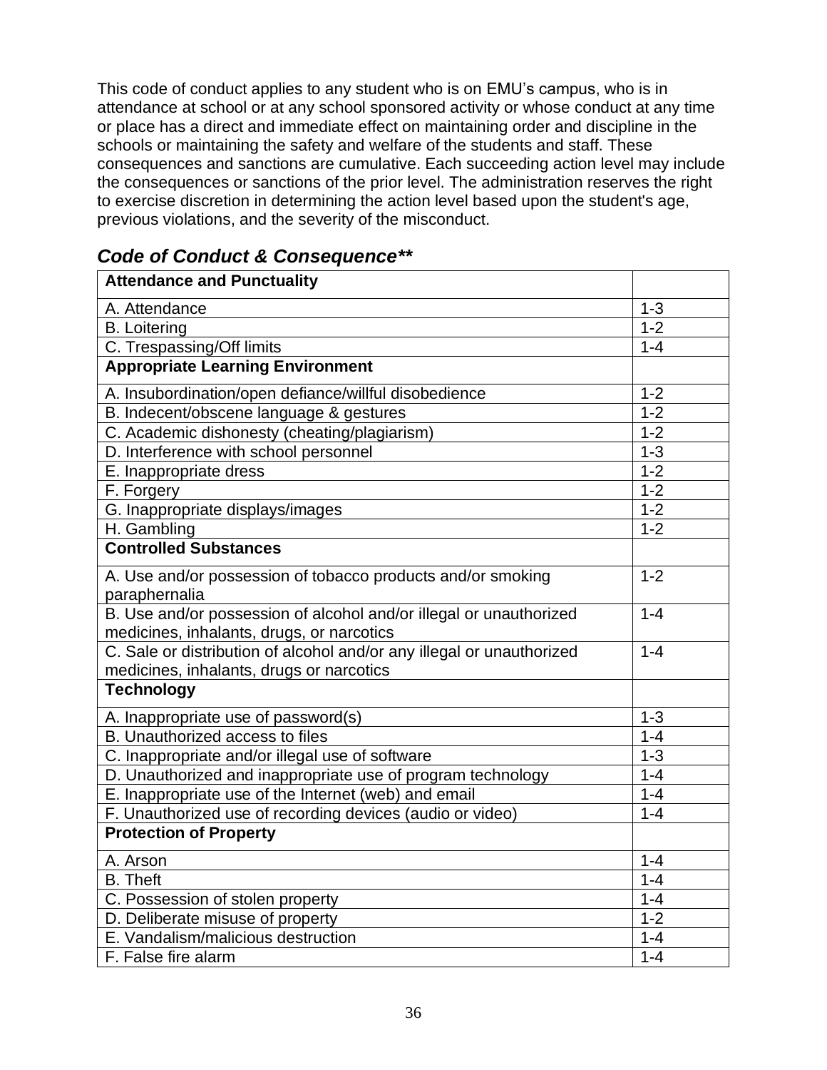This code of conduct applies to any student who is on EMU's campus, who is in attendance at school or at any school sponsored activity or whose conduct at any time or place has a direct and immediate effect on maintaining order and discipline in the schools or maintaining the safety and welfare of the students and staff. These consequences and sanctions are cumulative. Each succeeding action level may include the consequences or sanctions of the prior level. The administration reserves the right to exercise discretion in determining the action level based upon the student's age, previous violations, and the severity of the misconduct.

## *Code of Conduct & Consequence***

| **Attendance and Punctuality** | |
|---|---|
| A. Attendance | 1-3 |
| B. Loitering | 1-2 |
| C. Trespassing/Off limits | 1-4 |
| **Appropriate Learning Environment** | |
| A. Insubordination/open defiance/willful disobedience | 1-2 |
| B. Indecent/obscene language & gestures | 1-2 |
| C. Academic dishonesty (cheating/plagiarism) | 1-2 |
| D. Interference with school personnel | 1-3 |
| E. Inappropriate dress | 1-2 |
| F. Forgery | 1-2 |
| G. Inappropriate displays/images | 1-2 |
| H. Gambling | 1-2 |
| **Controlled Substances** | |
| A. Use and/or possession of tobacco products and/or smoking paraphernalia | 1-2 |
| B. Use and/or possession of alcohol and/or illegal or unauthorized medicines, inhalants, drugs, or narcotics | 1-4 |
| C. Sale or distribution of alcohol and/or any illegal or unauthorized medicines, inhalants, drugs or narcotics | 1-4 |
| **Technology** | |
| A. Inappropriate use of password(s) | 1-3 |
| B. Unauthorized access to files | 1-4 |
| C. Inappropriate and/or illegal use of software | 1-3 |
| D. Unauthorized and inappropriate use of program technology | 1-4 |
| E. Inappropriate use of the Internet (web) and email | 1-4 |
| F. Unauthorized use of recording devices (audio or video) | 1-4 |
| **Protection of Property** | |
| A. Arson | 1-4 |
| B. Theft | 1-4 |
| C. Possession of stolen property | 1-4 |
| D. Deliberate misuse of property | 1-2 |
| E. Vandalism/malicious destruction | 1-4 |
| F. False fire alarm | 1-4 |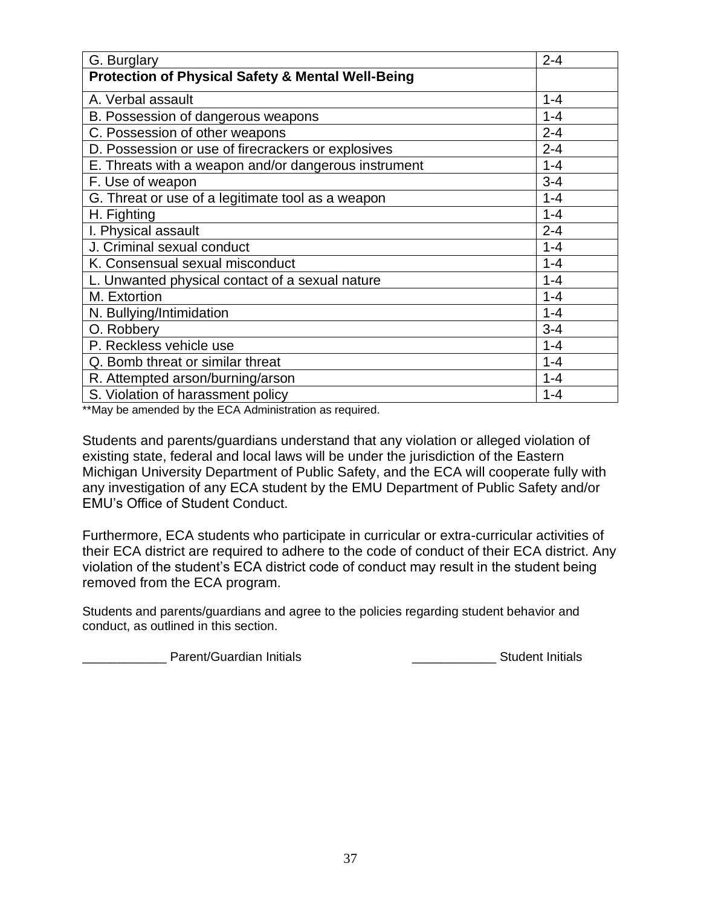| G. Burglary | 2-4 |
| --- | --- |
| **Protection of Physical Safety & Mental Well-Being** | |
| A. Verbal assault | 1-4 |
| B. Possession of dangerous weapons | 1-4 |
| C. Possession of other weapons | 2-4 |
| D. Possession or use of firecrackers or explosives | 2-4 |
| E. Threats with a weapon and/or dangerous instrument | 1-4 |
| F. Use of weapon | 3-4 |
| G. Threat or use of a legitimate tool as a weapon | 1-4 |
| H. Fighting | 1-4 |
| I. Physical assault | 2-4 |
| J. Criminal sexual conduct | 1-4 |
| K. Consensual sexual misconduct | 1-4 |
| L. Unwanted physical contact of a sexual nature | 1-4 |
| M. Extortion | 1-4 |
| N. Bullying/Intimidation | 1-4 |
| O. Robbery | 3-4 |
| P. Reckless vehicle use | 1-4 |
| Q. Bomb threat or similar threat | 1-4 |
| R. Attempted arson/burning/arson | 1-4 |
| S. Violation of harassment policy | 1-4 |

**May be amended by the ECA Administration as required.

Students and parents/guardians understand that any violation or alleged violation of existing state, federal and local laws will be under the jurisdiction of the Eastern Michigan University Department of Public Safety, and the ECA will cooperate fully with any investigation of any ECA student by the EMU Department of Public Safety and/or EMU's Office of Student Conduct.

Furthermore, ECA students who participate in curricular or extra-curricular activities of their ECA district are required to adhere to the code of conduct of their ECA district. Any violation of the student's ECA district code of conduct may result in the student being removed from the ECA program.

Students and parents/guardians and agree to the policies regarding student behavior and conduct, as outlined in this section.

____________ Parent/Guardian Initials ____________ Student Initials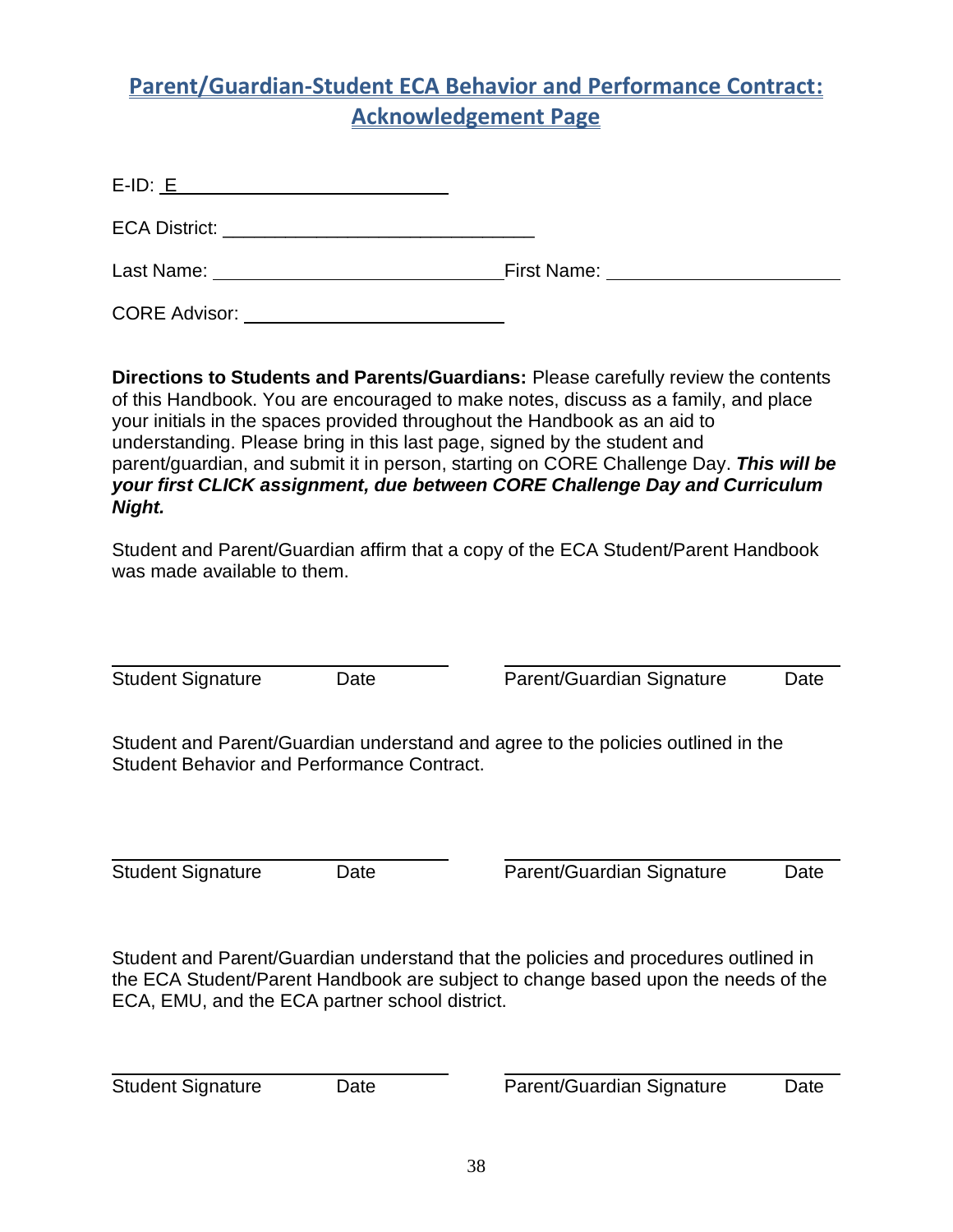## Parent/Guardian-Student ECA Behavior and Performance Contract: Acknowledgement Page

E-ID: E______________________

ECA District: ______________________________

Last Name: ____________________________ First Name: ______________________

CORE Advisor: ________________________

**Directions to Students and Parents/Guardians:** Please carefully review the contents of this Handbook. You are encouraged to make notes, discuss as a family, and place your initials in the spaces provided throughout the Handbook as an aid to understanding. Please bring in this last page, signed by the student and parent/guardian, and submit it in person, starting on CORE Challenge Day. ***This will be your first CLICK assignment, due between CORE Challenge Day and Curriculum Night.***

Student and Parent/Guardian affirm that a copy of the ECA Student/Parent Handbook was made available to them.

______________________________ ______________________________

Student Signature Date Parent/Guardian Signature Date

Student and Parent/Guardian understand and agree to the policies outlined in the Student Behavior and Performance Contract.

______________________________ ______________________________

Student Signature Date Parent/Guardian Signature Date

Student and Parent/Guardian understand that the policies and procedures outlined in the ECA Student/Parent Handbook are subject to change based upon the needs of the ECA, EMU, and the ECA partner school district.

______________________________ ______________________________

Student Signature Date Parent/Guardian Signature Date